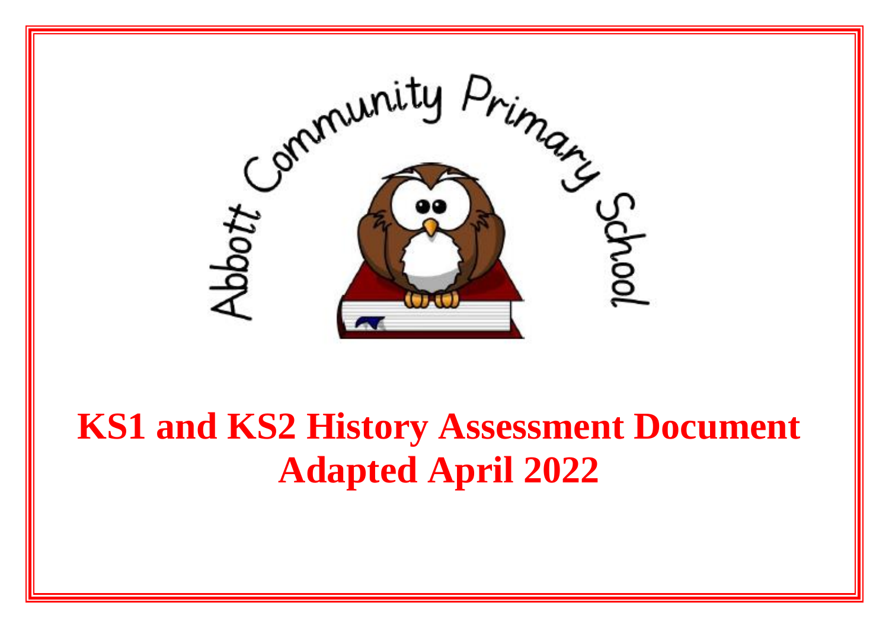Abbott Community Primary School

# KS1 and KS2 History Assessment Document
# Adapted April 2022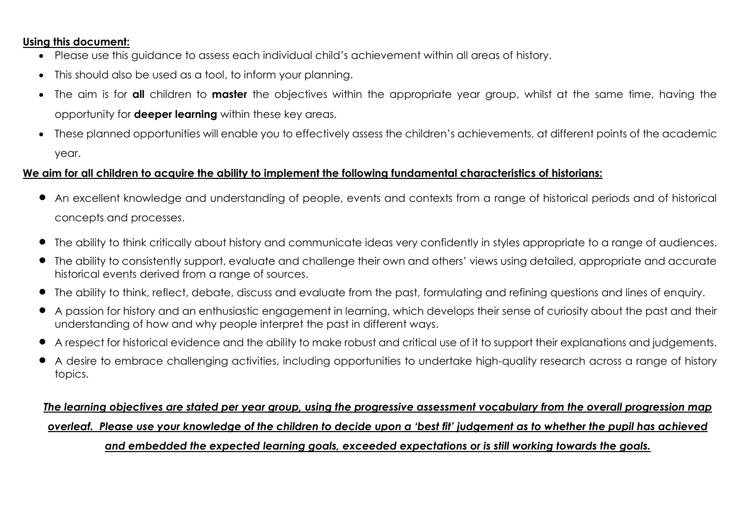**Using this document:**

- Please use this guidance to assess each individual child's achievement within all areas of history.
- This should also be used as a tool, to inform your planning.
- The aim is for **all** children to **master** the objectives within the appropriate year group, whilst at the same time, having the opportunity for **deeper learning** within these key areas.
- These planned opportunities will enable you to effectively assess the children's achievements, at different points of the academic year.

**We aim for all children to acquire the ability to implement the following fundamental characteristics of historians:**

- An excellent knowledge and understanding of people, events and contexts from a range of historical periods and of historical concepts and processes.
- The ability to think critically about history and communicate ideas very confidently in styles appropriate to a range of audiences.
- The ability to consistently support, evaluate and challenge their own and others' views using detailed, appropriate and accurate historical events derived from a range of sources.
- The ability to think, reflect, debate, discuss and evaluate from the past, formulating and refining questions and lines of enquiry.
- A passion for history and an enthusiastic engagement in learning, which develops their sense of curiosity about the past and their understanding of how and why people interpret the past in different ways.
- A respect for historical evidence and the ability to make robust and critical use of it to support their explanations and judgements.
- A desire to embrace challenging activities, including opportunities to undertake high-quality research across a range of history topics.

***The learning objectives are stated per year group, using the progressive assessment vocabulary from the overall progression map overleaf. Please use your knowledge of the children to decide upon a 'best fit' judgement as to whether the pupil has achieved and embedded the expected learning goals, exceeded expectations or is still working towards the goals.***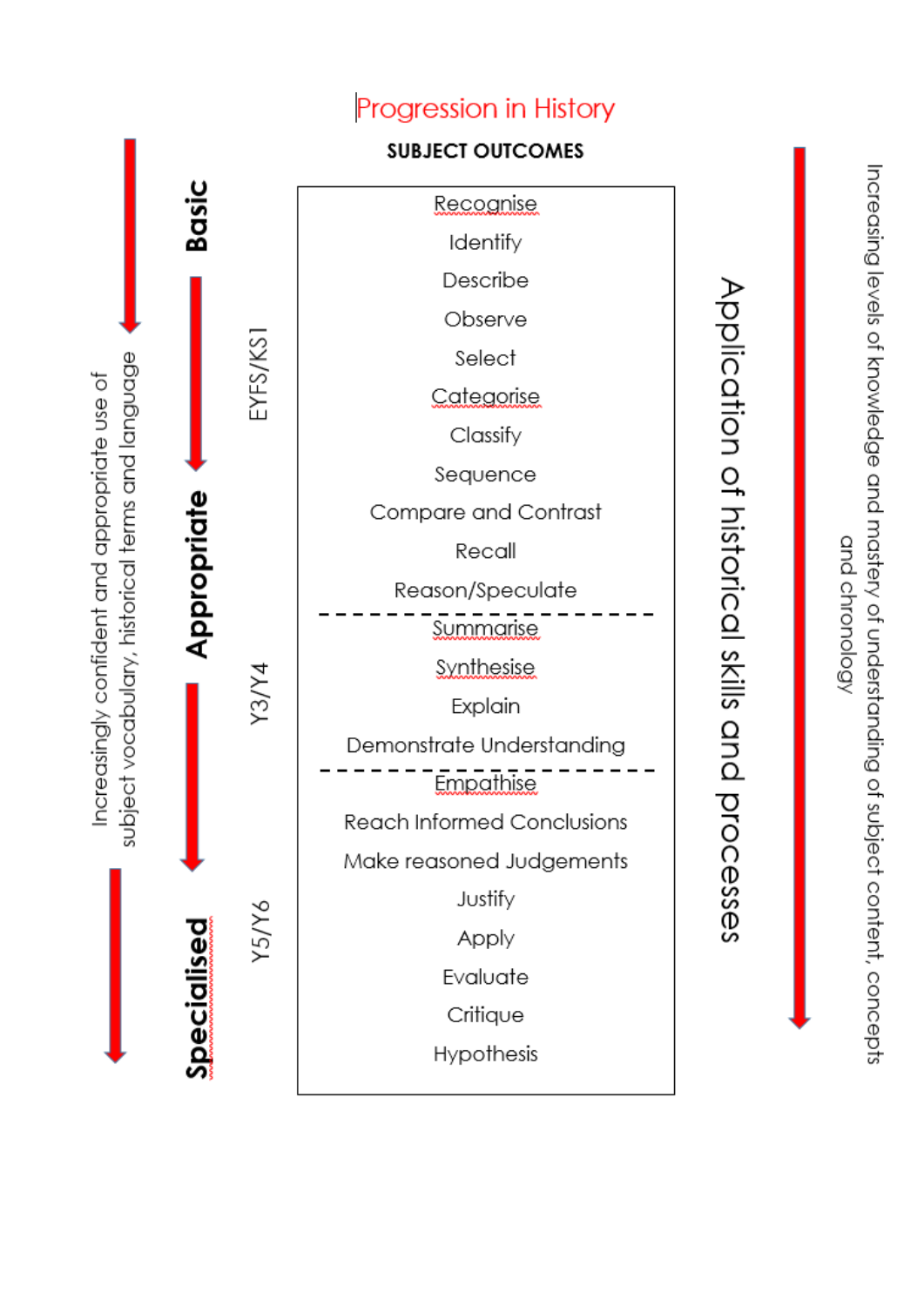# Progression in History

**SUBJECT OUTCOMES**

Increasingly confident and appropriate use of subject vocabulary, historical terms and language

**Basic** → **Appropriate** → **Specialised**

**EYFS/KS1**

- Recognise
- Identify
- Describe
- Observe
- Select
- Categorise
- Classify
- Sequence
- Compare and Contrast
- Recall
- Reason/Speculate

---

**Y3/Y4**

- Summarise
- Synthesise
- Explain
- Demonstrate Understanding

---

**Y5/Y6**

- Empathise
- Reach Informed Conclusions
- Make reasoned Judgements
- Justify
- Apply
- Evaluate
- Critique
- Hypothesis

Application of historical skills and processes

Increasing levels of knowledge and mastery of understanding of subject content, concepts and chronology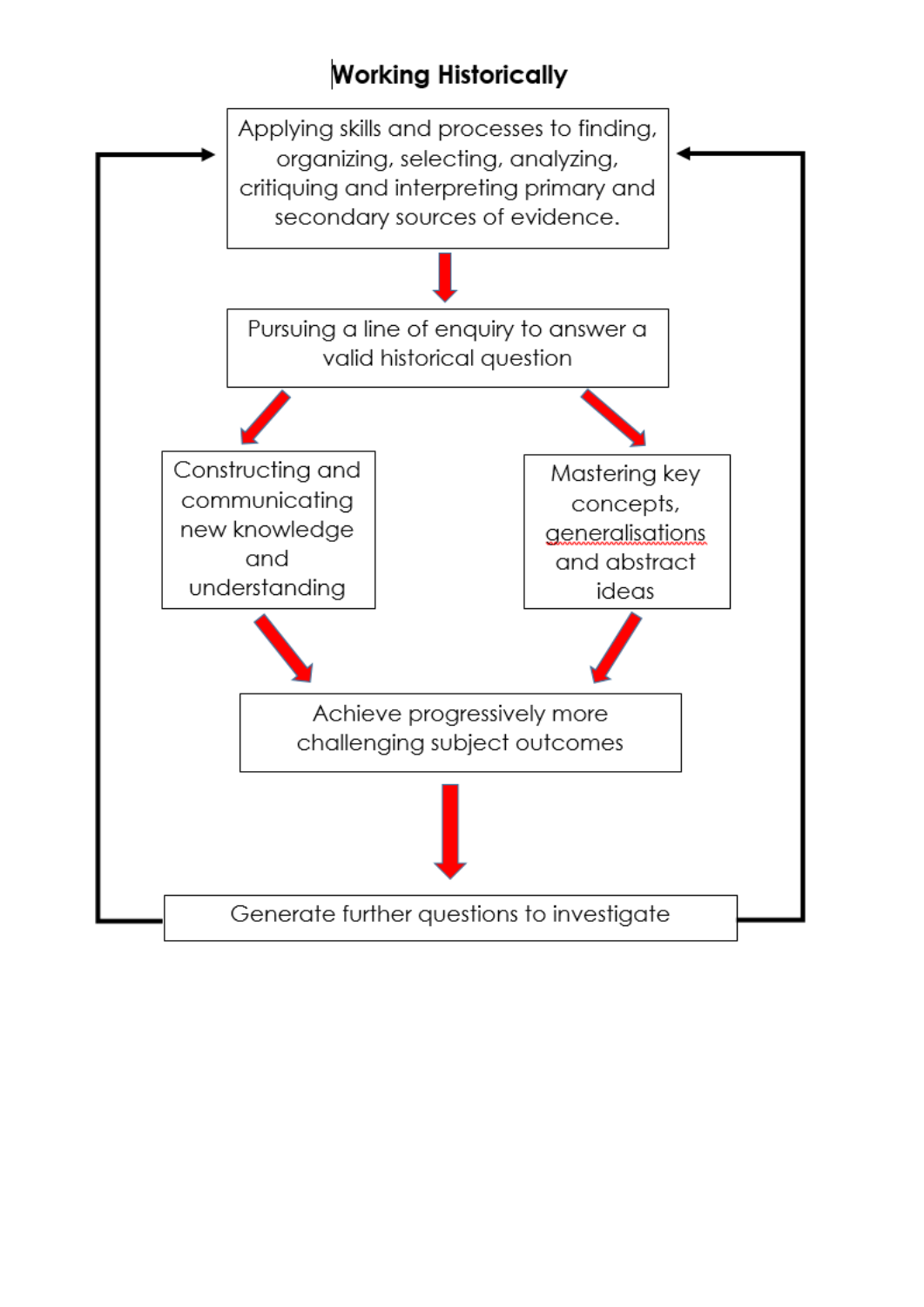## Working Historically

Applying skills and processes to finding, organizing, selecting, analyzing, critiquing and interpreting primary and secondary sources of evidence.

Pursuing a line of enquiry to answer a valid historical question

Constructing and communicating new knowledge and understanding

Mastering key concepts, generalisations and abstract ideas

Achieve progressively more challenging subject outcomes

Generate further questions to investigate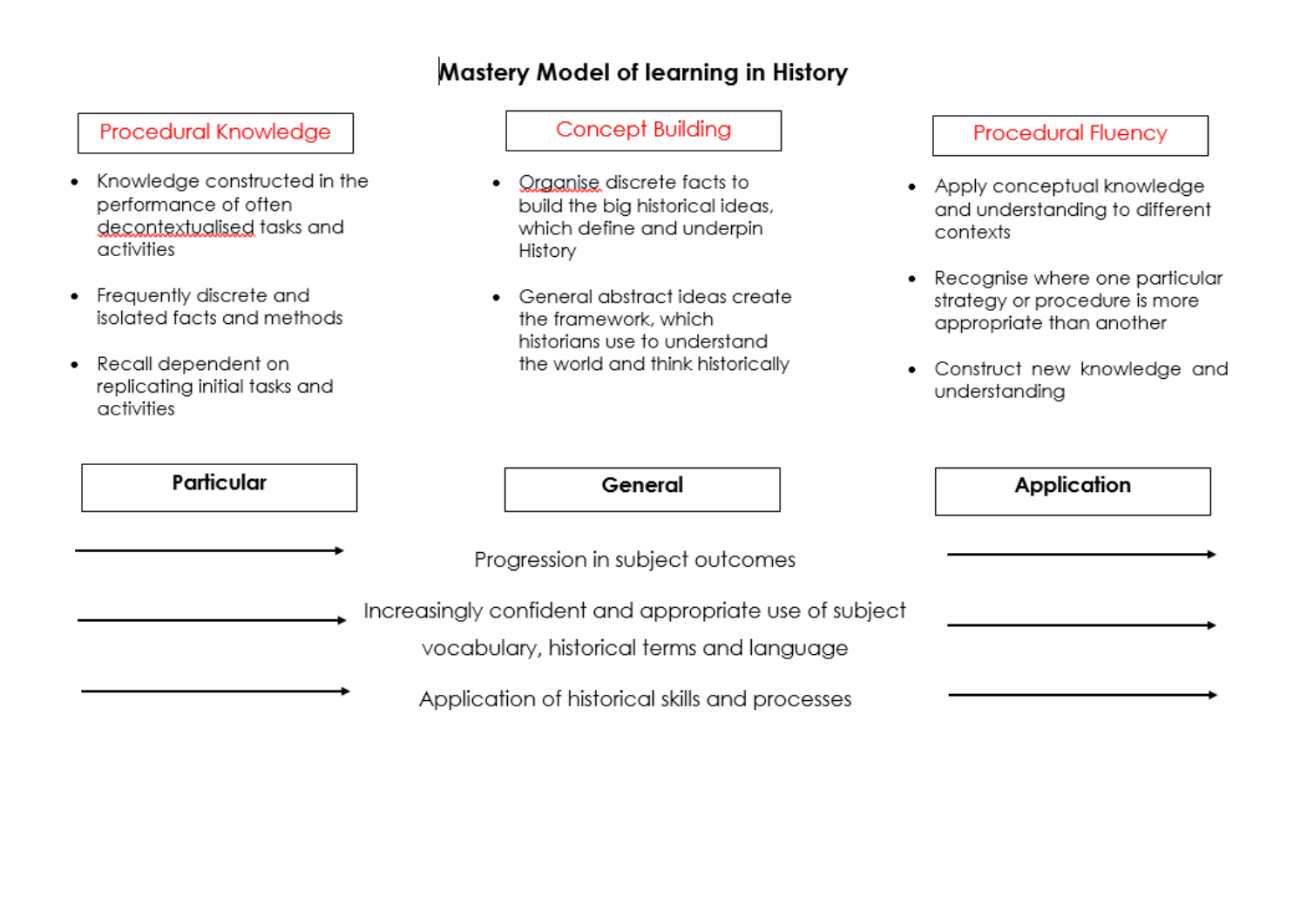# Mastery Model of learning in History

## Procedural Knowledge

- Knowledge constructed in the performance of often decontextualised tasks and activities
- Frequently discrete and isolated facts and methods
- Recall dependent on replicating initial tasks and activities

## Concept Building

- Organise discrete facts to build the big historical ideas, which define and underpin History
- General abstract ideas create the framework, which historians use to understand the world and think historically

## Procedural Fluency

- Apply conceptual knowledge and understanding to different contexts
- Recognise where one particular strategy or procedure is more appropriate than another
- Construct new knowledge and understanding

**Particular** → **General** → **Application**

→ Progression in subject outcomes →

→ Increasingly confident and appropriate use of subject vocabulary, historical terms and language →

→ Application of historical skills and processes →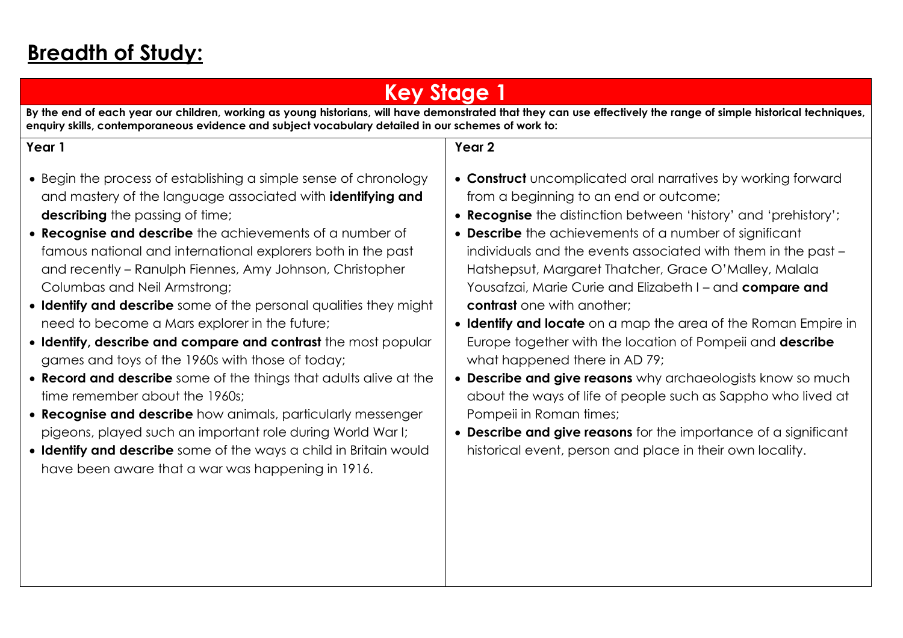# Breadth of Study:

## Key Stage 1

**By the end of each year our children, working as young historians, will have demonstrated that they can use effectively the range of simple historical techniques, enquiry skills, contemporaneous evidence and subject vocabulary detailed in our schemes of work to:**

### Year 1

- Begin the process of establishing a simple sense of chronology and mastery of the language associated with **identifying and describing** the passing of time;
- **Recognise and describe** the achievements of a number of famous national and international explorers both in the past and recently – Ranulph Fiennes, Amy Johnson, Christopher Columbas and Neil Armstrong;
- **Identify and describe** some of the personal qualities they might need to become a Mars explorer in the future;
- **Identify, describe and compare and contrast** the most popular games and toys of the 1960s with those of today;
- **Record and describe** some of the things that adults alive at the time remember about the 1960s;
- **Recognise and describe** how animals, particularly messenger pigeons, played such an important role during World War I;
- **Identify and describe** some of the ways a child in Britain would have been aware that a war was happening in 1916.

### Year 2

- **Construct** uncomplicated oral narratives by working forward from a beginning to an end or outcome;
- **Recognise** the distinction between 'history' and 'prehistory';
- **Describe** the achievements of a number of significant individuals and the events associated with them in the past – Hatshepsut, Margaret Thatcher, Grace O'Malley, Malala Yousafzai, Marie Curie and Elizabeth I – and **compare and contrast** one with another;
- **Identify and locate** on a map the area of the Roman Empire in Europe together with the location of Pompeii and **describe** what happened there in AD 79;
- **Describe and give reasons** why archaeologists know so much about the ways of life of people such as Sappho who lived at Pompeii in Roman times;
- **Describe and give reasons** for the importance of a significant historical event, person and place in their own locality.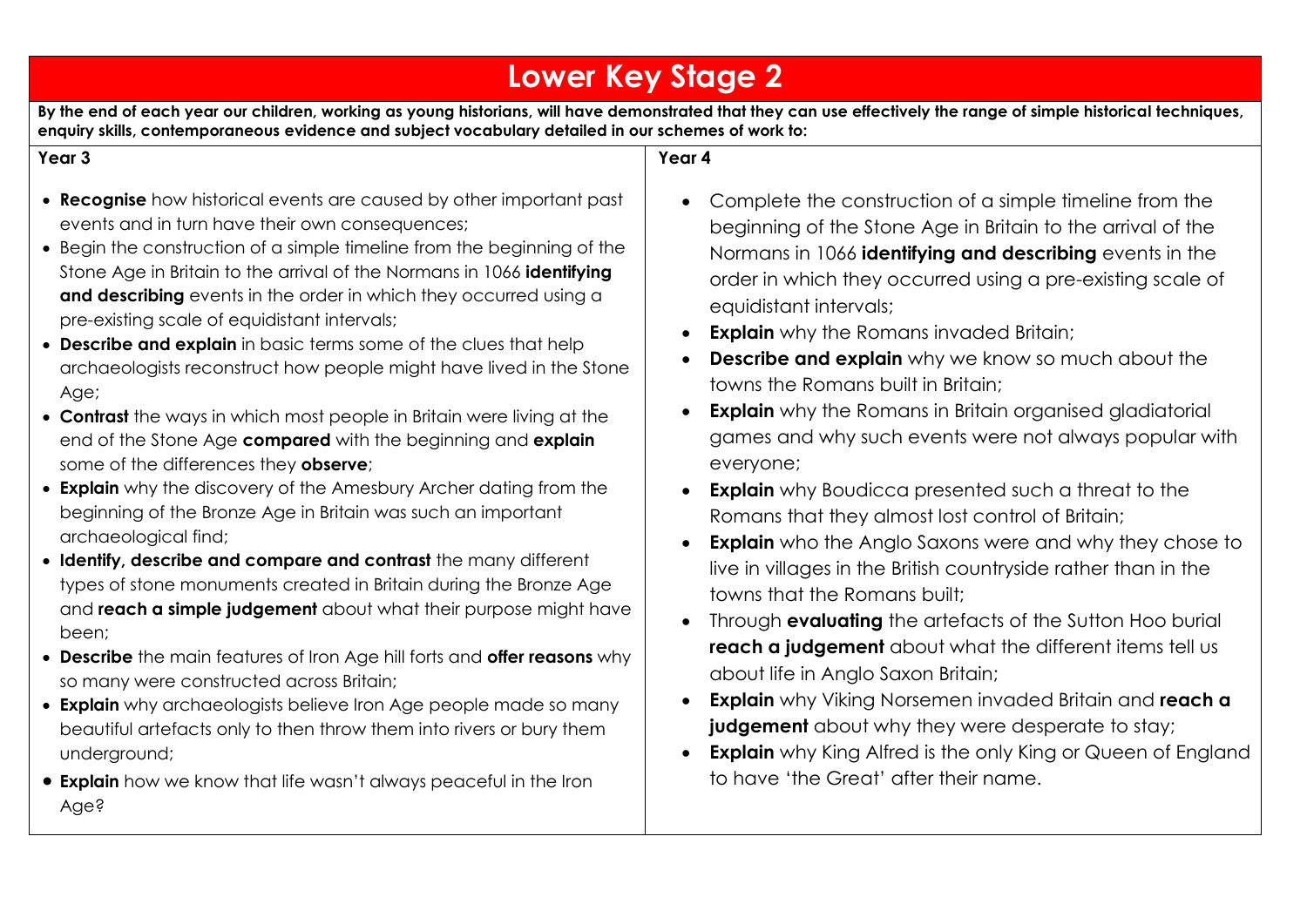# Lower Key Stage 2

**By the end of each year our children, working as young historians, will have demonstrated that they can use effectively the range of simple historical techniques, enquiry skills, contemporaneous evidence and subject vocabulary detailed in our schemes of work to:**

## Year 3

- **Recognise** how historical events are caused by other important past events and in turn have their own consequences;
- Begin the construction of a simple timeline from the beginning of the Stone Age in Britain to the arrival of the Normans in 1066 **identifying and describing** events in the order in which they occurred using a pre-existing scale of equidistant intervals;
- **Describe and explain** in basic terms some of the clues that help archaeologists reconstruct how people might have lived in the Stone Age;
- **Contrast** the ways in which most people in Britain were living at the end of the Stone Age **compared** with the beginning and **explain** some of the differences they **observe**;
- **Explain** why the discovery of the Amesbury Archer dating from the beginning of the Bronze Age in Britain was such an important archaeological find;
- **Identify, describe and compare and contrast** the many different types of stone monuments created in Britain during the Bronze Age and **reach a simple judgement** about what their purpose might have been;
- **Describe** the main features of Iron Age hill forts and **offer reasons** why so many were constructed across Britain;
- **Explain** why archaeologists believe Iron Age people made so many beautiful artefacts only to then throw them into rivers or bury them underground;
- **Explain** how we know that life wasn't always peaceful in the Iron Age?

## Year 4

- Complete the construction of a simple timeline from the beginning of the Stone Age in Britain to the arrival of the Normans in 1066 **identifying and describing** events in the order in which they occurred using a pre-existing scale of equidistant intervals;
- **Explain** why the Romans invaded Britain;
- **Describe and explain** why we know so much about the towns the Romans built in Britain;
- **Explain** why the Romans in Britain organised gladiatorial games and why such events were not always popular with everyone;
- **Explain** why Boudicca presented such a threat to the Romans that they almost lost control of Britain;
- **Explain** who the Anglo Saxons were and why they chose to live in villages in the British countryside rather than in the towns that the Romans built;
- Through **evaluating** the artefacts of the Sutton Hoo burial **reach a judgement** about what the different items tell us about life in Anglo Saxon Britain;
- **Explain** why Viking Norsemen invaded Britain and **reach a judgement** about why they were desperate to stay;
- **Explain** why King Alfred is the only King or Queen of England to have 'the Great' after their name.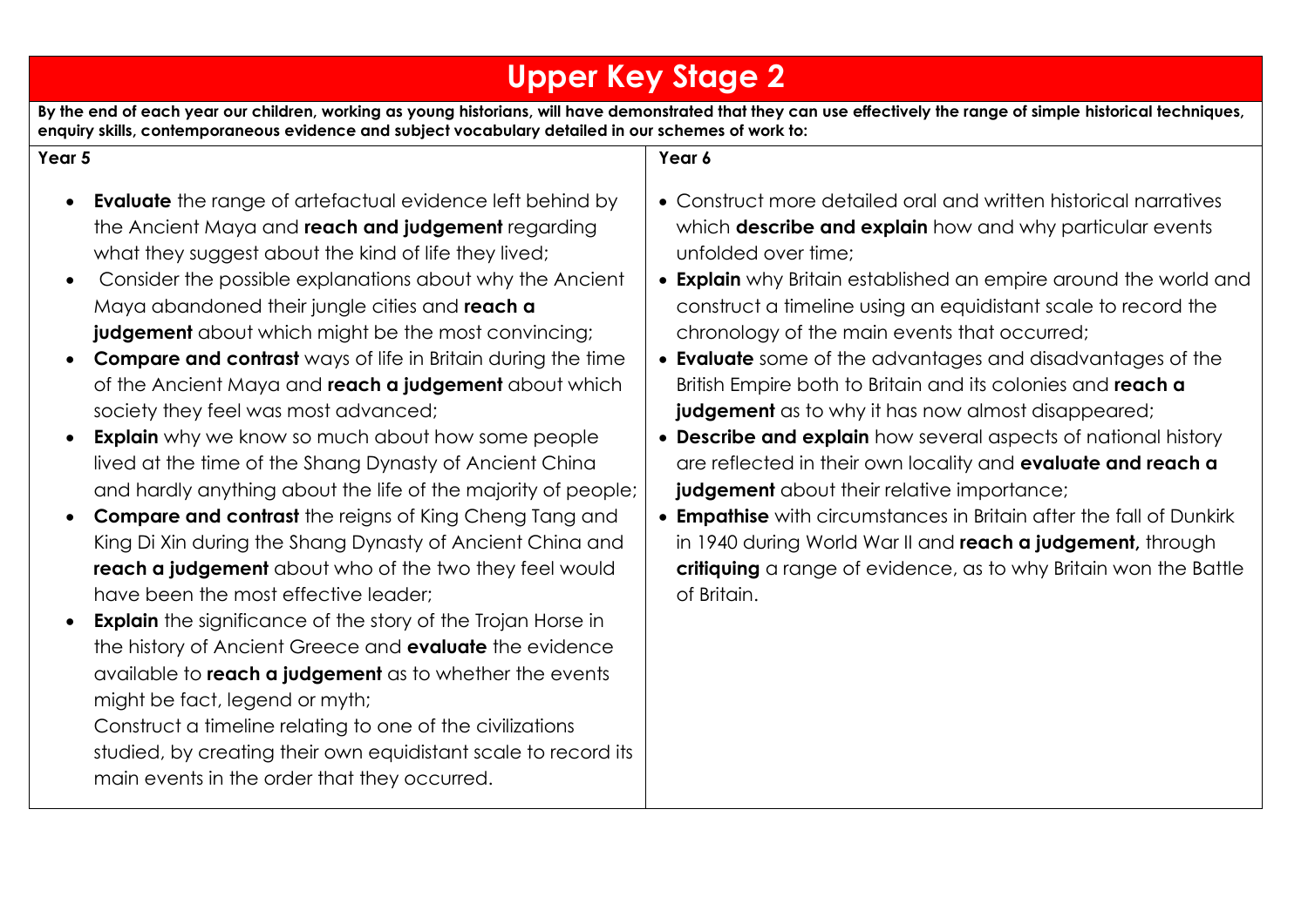# Upper Key Stage 2

**By the end of each year our children, working as young historians, will have demonstrated that they can use effectively the range of simple historical techniques, enquiry skills, contemporaneous evidence and subject vocabulary detailed in our schemes of work to:**

## Year 5

- **Evaluate** the range of artefactual evidence left behind by the Ancient Maya and **reach and judgement** regarding what they suggest about the kind of life they lived;
- Consider the possible explanations about why the Ancient Maya abandoned their jungle cities and **reach a judgement** about which might be the most convincing;
- **Compare and contrast** ways of life in Britain during the time of the Ancient Maya and **reach a judgement** about which society they feel was most advanced;
- **Explain** why we know so much about how some people lived at the time of the Shang Dynasty of Ancient China and hardly anything about the life of the majority of people;
- **Compare and contrast** the reigns of King Cheng Tang and King Di Xin during the Shang Dynasty of Ancient China and **reach a judgement** about who of the two they feel would have been the most effective leader;
- **Explain** the significance of the story of the Trojan Horse in the history of Ancient Greece and **evaluate** the evidence available to **reach a judgement** as to whether the events might be fact, legend or myth;
  Construct a timeline relating to one of the civilizations studied, by creating their own equidistant scale to record its main events in the order that they occurred.

## Year 6

- Construct more detailed oral and written historical narratives which **describe and explain** how and why particular events unfolded over time;
- **Explain** why Britain established an empire around the world and construct a timeline using an equidistant scale to record the chronology of the main events that occurred;
- **Evaluate** some of the advantages and disadvantages of the British Empire both to Britain and its colonies and **reach a judgement** as to why it has now almost disappeared;
- **Describe and explain** how several aspects of national history are reflected in their own locality and **evaluate and reach a judgement** about their relative importance;
- **Empathise** with circumstances in Britain after the fall of Dunkirk in 1940 during World War II and **reach a judgement,** through **critiquing** a range of evidence, as to why Britain won the Battle of Britain.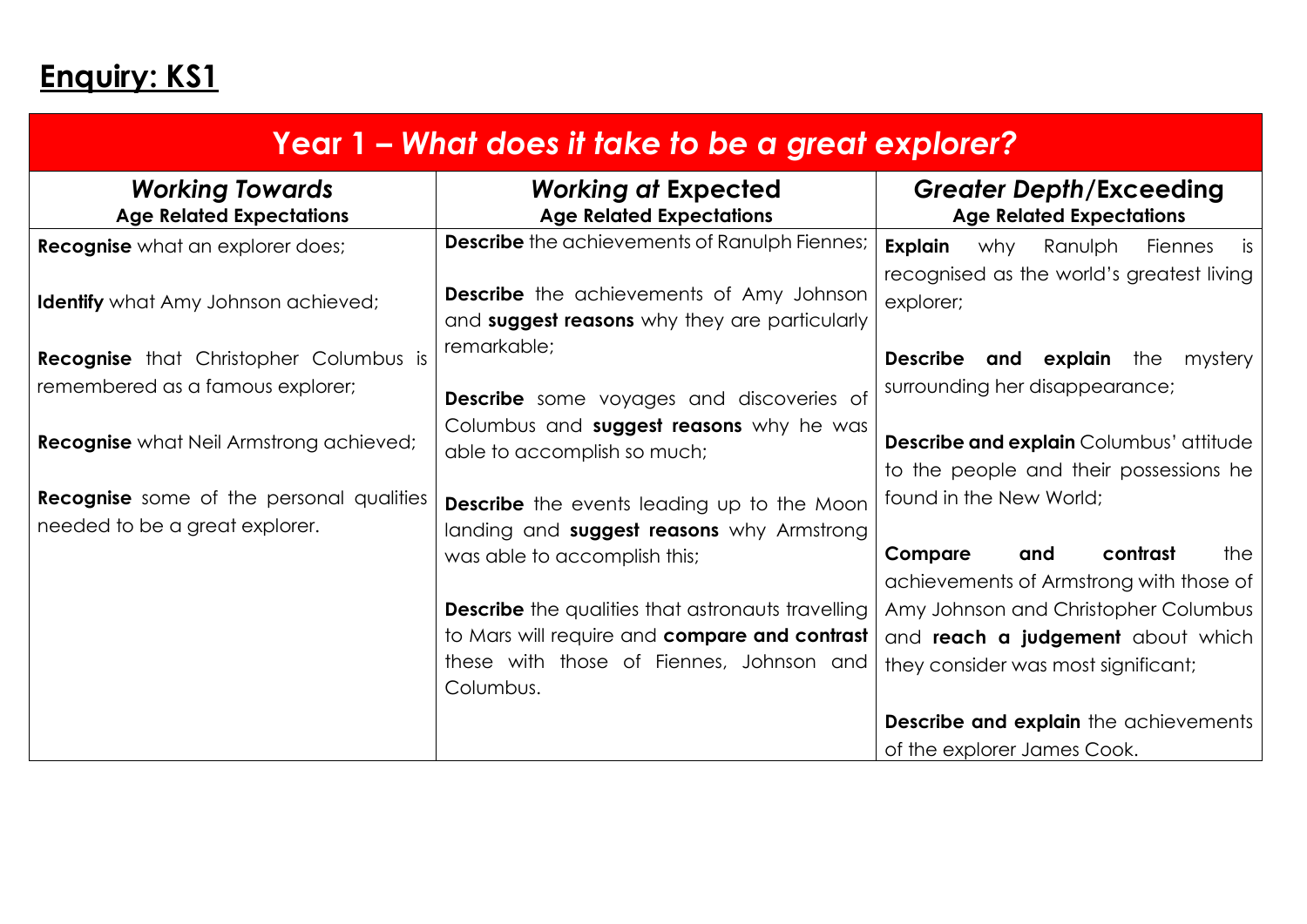# Enquiry: KS1

| Year 1 – *What does it take to be a great explorer?* | | |
|---|---|---|
| ***Working Towards*** **Age Related Expectations** | ***Working at* Expected** **Age Related Expectations** | ***Greater Depth*/Exceeding** **Age Related Expectations** |
| **Recognise** what an explorer does;<br><br>**Identify** what Amy Johnson achieved;<br><br>**Recognise** that Christopher Columbus is remembered as a famous explorer;<br><br>**Recognise** what Neil Armstrong achieved;<br><br>**Recognise** some of the personal qualities needed to be a great explorer. | **Describe** the achievements of Ranulph Fiennes;<br><br>**Describe** the achievements of Amy Johnson and **suggest reasons** why they are particularly remarkable;<br><br>**Describe** some voyages and discoveries of Columbus and **suggest reasons** why he was able to accomplish so much;<br><br>**Describe** the events leading up to the Moon landing and **suggest reasons** why Armstrong was able to accomplish this;<br><br>**Describe** the qualities that astronauts travelling to Mars will require and **compare and contrast** these with those of Fiennes, Johnson and Columbus. | **Explain** why Ranulph Fiennes is recognised as the world's greatest living explorer;<br><br>**Describe and explain** the mystery surrounding her disappearance;<br><br>**Describe and explain** Columbus' attitude to the people and their possessions he found in the New World;<br><br>**Compare and contrast** the achievements of Armstrong with those of Amy Johnson and Christopher Columbus and **reach a judgement** about which they consider was most significant;<br><br>**Describe and explain** the achievements of the explorer James Cook. |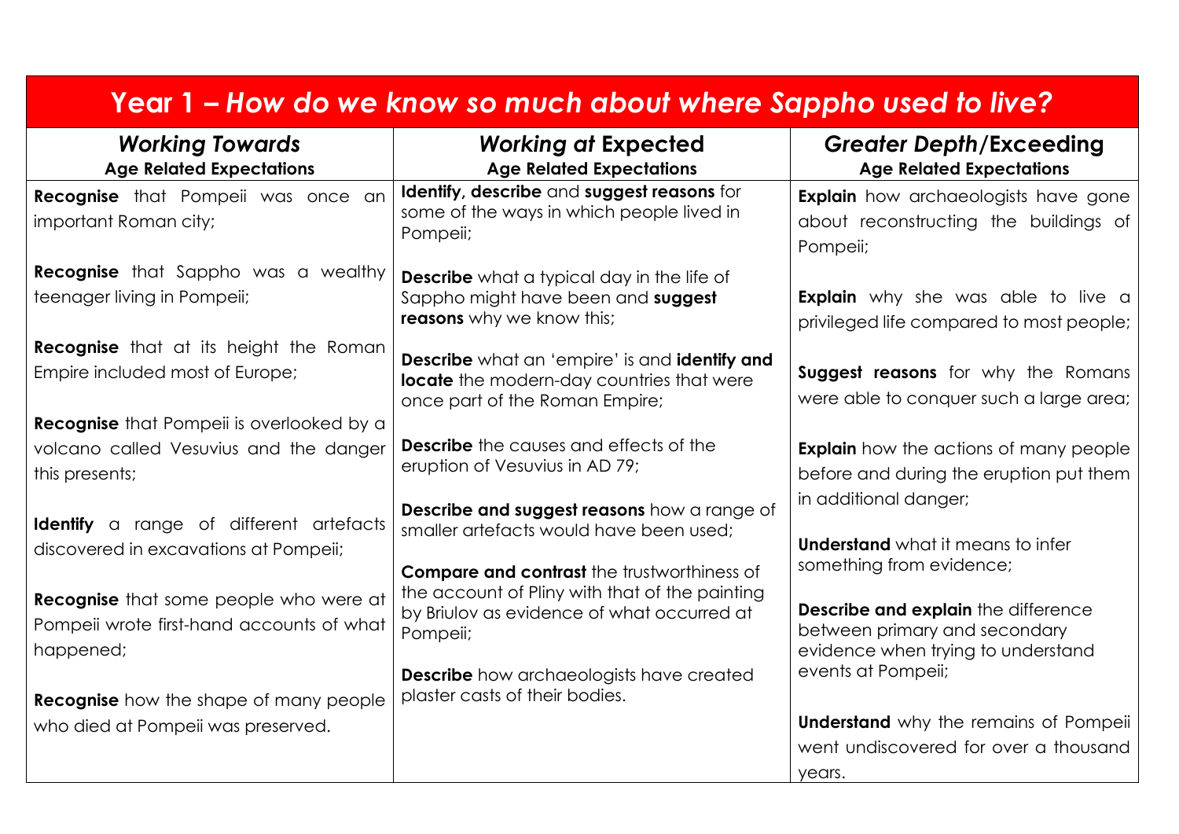# Year 1 – *How do we know so much about where Sappho used to live?*

| *Working Towards* **Age Related Expectations** | *Working at* **Expected Age Related Expectations** | *Greater Depth*/**Exceeding Age Related Expectations** |
|---|---|---|
| **Recognise** that Pompeii was once an important Roman city; | **Identify, describe** and **suggest reasons** for some of the ways in which people lived in Pompeii; | **Explain** how archaeologists have gone about reconstructing the buildings of Pompeii; |
| **Recognise** that Sappho was a wealthy teenager living in Pompeii; | **Describe** what a typical day in the life of Sappho might have been and **suggest reasons** why we know this; | **Explain** why she was able to live a privileged life compared to most people; |
| **Recognise** that at its height the Roman Empire included most of Europe; | **Describe** what an 'empire' is and **identify and locate** the modern-day countries that were once part of the Roman Empire; | **Suggest reasons** for why the Romans were able to conquer such a large area; |
| **Recognise** that Pompeii is overlooked by a volcano called Vesuvius and the danger this presents; | **Describe** the causes and effects of the eruption of Vesuvius in AD 79; | **Explain** how the actions of many people before and during the eruption put them in additional danger; |
| **Identify** a range of different artefacts discovered in excavations at Pompeii; | **Describe and suggest reasons** how a range of smaller artefacts would have been used; | **Understand** what it means to infer something from evidence; |
| **Recognise** that some people who were at Pompeii wrote first-hand accounts of what happened; | **Compare and contrast** the trustworthiness of the account of Pliny with that of the painting by Briulov as evidence of what occurred at Pompeii; | **Describe and explain** the difference between primary and secondary evidence when trying to understand events at Pompeii; |
| **Recognise** how the shape of many people who died at Pompeii was preserved. | **Describe** how archaeologists have created plaster casts of their bodies. | **Understand** why the remains of Pompeii went undiscovered for over a thousand years. |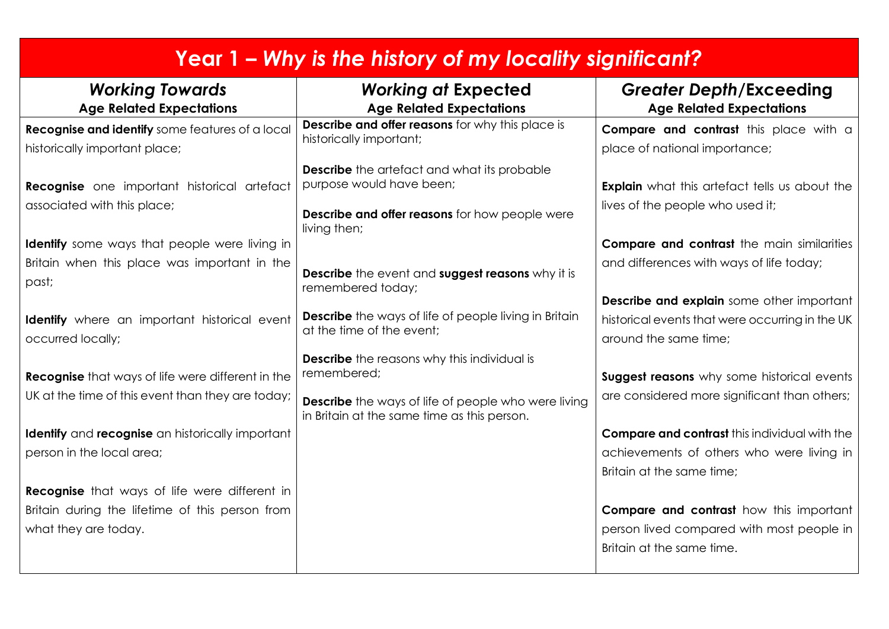# Year 1 – *Why is the history of my locality significant?*

| ***Working Towards*** **Age Related Expectations** | ***Working at* Expected** **Age Related Expectations** | ***Greater Depth*/Exceeding** **Age Related Expectations** |
|---|---|---|
| **Recognise and identify** some features of a local historically important place; | **Describe and offer reasons** for why this place is historically important; | **Compare and contrast** this place with a place of national importance; |
| **Recognise** one important historical artefact associated with this place; | **Describe** the artefact and what its probable purpose would have been; | **Explain** what this artefact tells us about the lives of the people who used it; |
| **Identify** some ways that people were living in Britain when this place was important in the past; | **Describe and offer reasons** for how people were living then; | **Compare and contrast** the main similarities and differences with ways of life today; |
| **Identify** where an important historical event occurred locally; | **Describe** the event and **suggest reasons** why it is remembered today; | **Describe and explain** some other important historical events that were occurring in the UK around the same time; |
| **Recognise** that ways of life were different in the UK at the time of this event than they are today; | **Describe** the ways of life of people living in Britain at the time of the event; | **Suggest reasons** why some historical events are considered more significant than others; |
| **Identify** and **recognise** an historically important person in the local area; | **Describe** the reasons why this individual is remembered; | **Compare and contrast** this individual with the achievements of others who were living in Britain at the same time; |
| **Recognise** that ways of life were different in Britain during the lifetime of this person from what they are today. | **Describe** the ways of life of people who were living in Britain at the same time as this person. | **Compare and contrast** how this important person lived compared with most people in Britain at the same time. |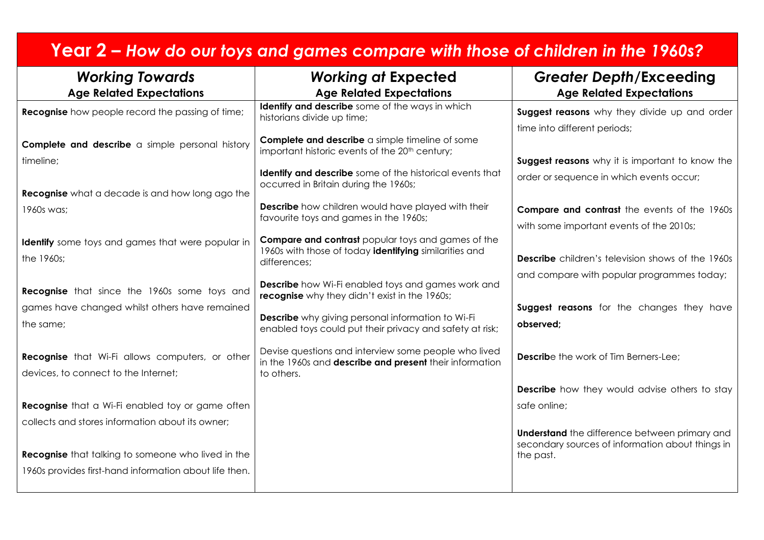# Year 2 – *How do our toys and games compare with those of children in the 1960s?*

| ***Working Towards*** **Age Related Expectations** | ***Working at* Expected** **Age Related Expectations** | ***Greater Depth*/Exceeding** **Age Related Expectations** |
|---|---|---|
| **Recognise** how people record the passing of time; | **Identify and describe** some of the ways in which historians divide up time; | **Suggest reasons** why they divide up and order time into different periods; |
| **Complete and describe** a simple personal history timeline; | **Complete and describe** a simple timeline of some important historic events of the 20th century; | **Suggest reasons** why it is important to know the order or sequence in which events occur; |
| **Recognise** what a decade is and how long ago the 1960s was; | **Identify and describe** some of the historical events that occurred in Britain during the 1960s; | **Compare and contrast** the events of the 1960s with some important events of the 2010s; |
| **Identify** some toys and games that were popular in the 1960s; | **Describe** how children would have played with their favourite toys and games in the 1960s; | **Describe** children's television shows of the 1960s and compare with popular programmes today; |
| **Recognise** that since the 1960s some toys and games have changed whilst others have remained the same; | **Compare and contrast** popular toys and games of the 1960s with those of today **identifying** similarities and differences; | **Suggest reasons** for the changes they have **observed;** |
| **Recognise** that Wi-Fi allows computers, or other devices, to connect to the Internet; | **Describe** how Wi-Fi enabled toys and games work and **recognise** why they didn't exist in the 1960s; | **Describ**e the work of Tim Berners-Lee; |
| **Recognise** that a Wi-Fi enabled toy or game often collects and stores information about its owner; | **Describe** why giving personal information to Wi-Fi enabled toys could put their privacy and safety at risk; | **Describe** how they would advise others to stay safe online; |
| **Recognise** that talking to someone who lived in the 1960s provides first-hand information about life then. | Devise questions and interview some people who lived in the 1960s and **describe and present** their information to others. | **Understand** the difference between primary and secondary sources of information about things in the past. |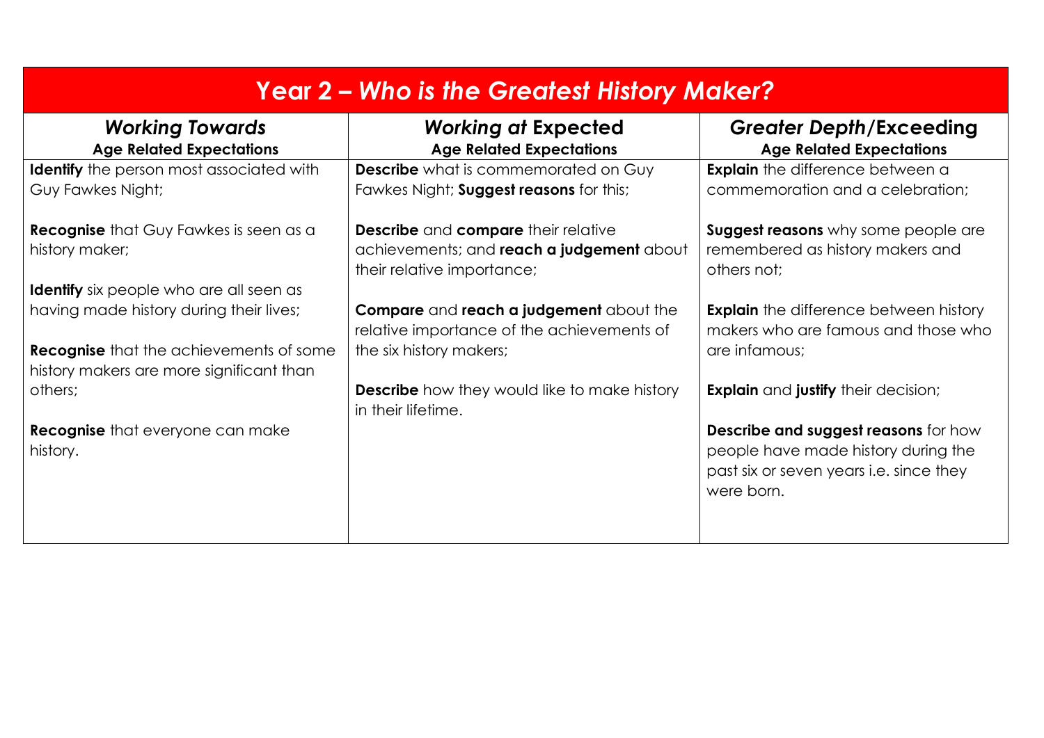# Year 2 – *Who is the Greatest History Maker?*

| ***Working Towards*** **Age Related Expectations** | ***Working at* Expected** **Age Related Expectations** | ***Greater Depth*/Exceeding** **Age Related Expectations** |
| --- | --- | --- |
| **Identify** the person most associated with Guy Fawkes Night;<br><br>**Recognise** that Guy Fawkes is seen as a history maker;<br><br>**Identify** six people who are all seen as having made history during their lives;<br><br>**Recognise** that the achievements of some history makers are more significant than others;<br><br>**Recognise** that everyone can make history. | **Describe** what is commemorated on Guy Fawkes Night; **Suggest reasons** for this;<br><br>**Describe** and **compare** their relative achievements; and **reach a judgement** about their relative importance;<br><br>**Compare** and **reach a judgement** about the relative importance of the achievements of the six history makers;<br><br>**Describe** how they would like to make history in their lifetime. | **Explain** the difference between a commemoration and a celebration;<br><br>**Suggest reasons** why some people are remembered as history makers and others not;<br><br>**Explain** the difference between history makers who are famous and those who are infamous;<br><br>**Explain** and **justify** their decision;<br><br>**Describe and suggest reasons** for how people have made history during the past six or seven years i.e. since they were born. |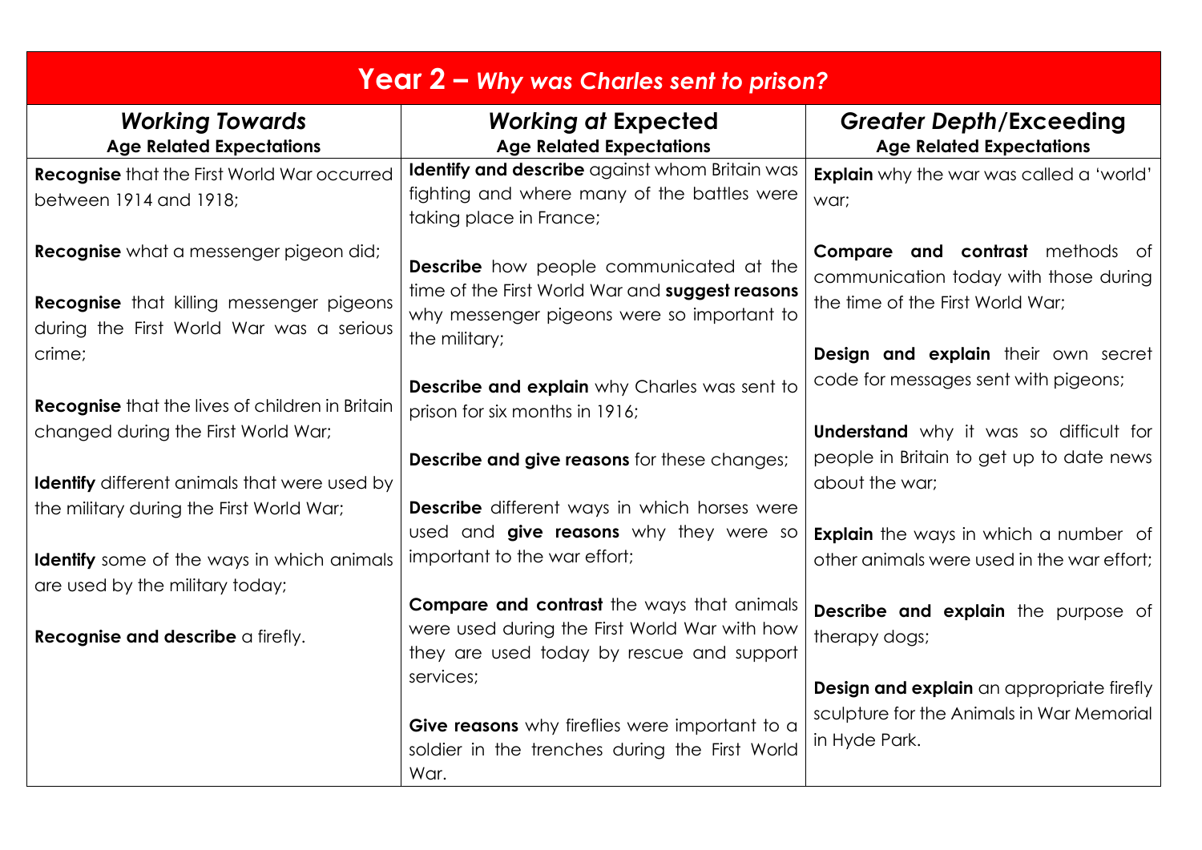# Year 2 – *Why was Charles sent to prison?*

| ***Working Towards*** **Age Related Expectations** | ***Working at* Expected** **Age Related Expectations** | ***Greater Depth*/Exceeding** **Age Related Expectations** |
|---|---|---|
| **Recognise** that the First World War occurred between 1914 and 1918;<br><br>**Recognise** what a messenger pigeon did;<br><br>**Recognise** that killing messenger pigeons during the First World War was a serious crime;<br><br>**Recognise** that the lives of children in Britain changed during the First World War;<br><br>**Identify** different animals that were used by the military during the First World War;<br><br>**Identify** some of the ways in which animals are used by the military today;<br><br>**Recognise and describe** a firefly. | **Identify and describe** against whom Britain was fighting and where many of the battles were taking place in France;<br><br>**Describe** how people communicated at the time of the First World War and **suggest reasons** why messenger pigeons were so important to the military;<br><br>**Describe and explain** why Charles was sent to prison for six months in 1916;<br><br>**Describe and give reasons** for these changes;<br><br>**Describe** different ways in which horses were used and **give reasons** why they were so important to the war effort;<br><br>**Compare and contrast** the ways that animals were used during the First World War with how they are used today by rescue and support services;<br><br>**Give reasons** why fireflies were important to a soldier in the trenches during the First World War. | **Explain** why the war was called a 'world' war;<br><br>**Compare and contrast** methods of communication today with those during the time of the First World War;<br><br>**Design and explain** their own secret code for messages sent with pigeons;<br><br>**Understand** why it was so difficult for people in Britain to get up to date news about the war;<br><br>**Explain** the ways in which a number of other animals were used in the war effort;<br><br>**Describe and explain** the purpose of therapy dogs;<br><br>**Design and explain** an appropriate firefly sculpture for the Animals in War Memorial in Hyde Park. |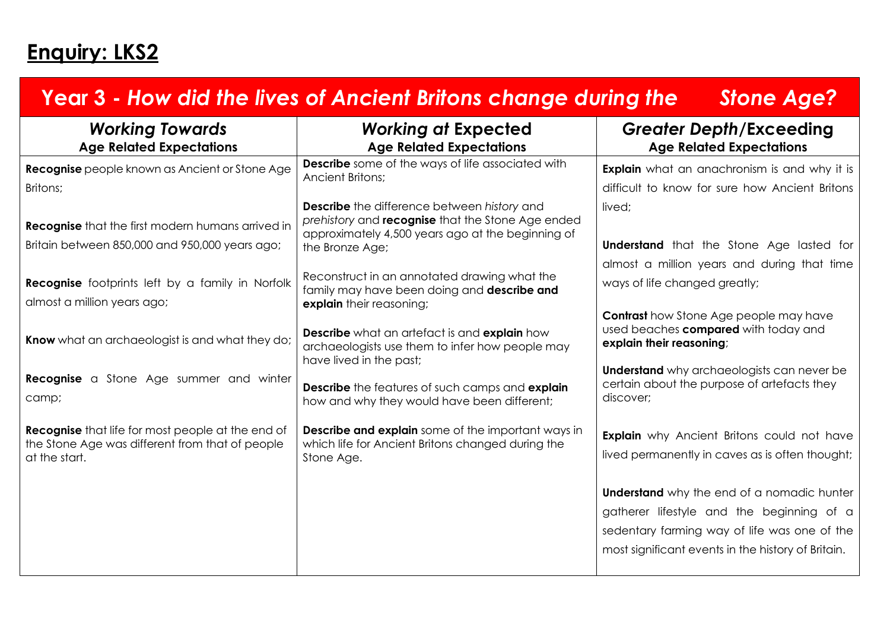# Enquiry: LKS2

## Year 3 - *How did the lives of Ancient Britons change during the Stone Age?*

| *Working Towards* **Age Related Expectations** | *Working at* **Expected Age Related Expectations** | *Greater Depth*/**Exceeding Age Related Expectations** |
|---|---|---|
| **Recognise** people known as Ancient or Stone Age Britons;<br><br>**Recognise** that the first modern humans arrived in Britain between 850,000 and 950,000 years ago;<br><br>**Recognise** footprints left by a family in Norfolk almost a million years ago;<br><br>**Know** what an archaeologist is and what they do;<br><br>**Recognise** a Stone Age summer and winter camp;<br><br>**Recognise** that life for most people at the end of the Stone Age was different from that of people at the start. | **Describe** some of the ways of life associated with Ancient Britons;<br><br>**Describe** the difference between *history* and *prehistory* and **recognise** that the Stone Age ended approximately 4,500 years ago at the beginning of the Bronze Age;<br><br>Reconstruct in an annotated drawing what the family may have been doing and **describe and explain** their reasoning;<br><br>**Describe** what an artefact is and **explain** how archaeologists use them to infer how people may have lived in the past;<br><br>**Describe** the features of such camps and **explain** how and why they would have been different;<br><br>**Describe and explain** some of the important ways in which life for Ancient Britons changed during the Stone Age. | **Explain** what an anachronism is and why it is difficult to know for sure how Ancient Britons lived;<br><br>**Understand** that the Stone Age lasted for almost a million years and during that time ways of life changed greatly;<br><br>**Contrast** how Stone Age people may have used beaches **compared** with today and **explain their reasoning**;<br><br>**Understand** why archaeologists can never be certain about the purpose of artefacts they discover;<br><br>**Explain** why Ancient Britons could not have lived permanently in caves as is often thought;<br><br>**Understand** why the end of a nomadic hunter gatherer lifestyle and the beginning of a sedentary farming way of life was one of the most significant events in the history of Britain. |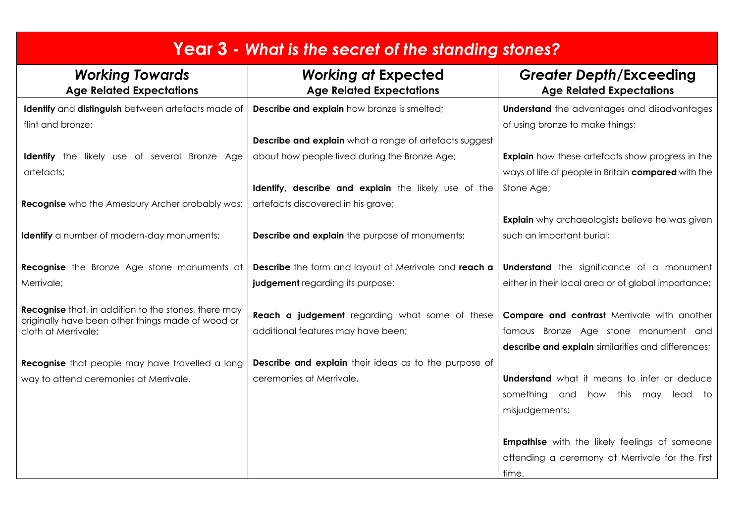# Year 3 - *What is the secret of the standing stones?*

| ***Working Towards*** **Age Related Expectations** | ***Working at* Expected** **Age Related Expectations** | ***Greater Depth*/Exceeding** **Age Related Expectations** |
| --- | --- | --- |
| **Identify** and **distinguish** between artefacts made of flint and bronze; | **Describe and explain** how bronze is smelted; | **Understand** the advantages and disadvantages of using bronze to make things; |
| **Identify** the likely use of several Bronze Age artefacts; | **Describe and explain** what a range of artefacts suggest about how people lived during the Bronze Age; | **Explain** how these artefacts show progress in the ways of life of people in Britain **compared** with the Stone Age; |
| **Recognise** who the Amesbury Archer probably was; | **Identify, describe and explain** the likely use of the artefacts discovered in his grave; | **Explain** why archaeologists believe he was given such an important burial; |
| **Identify** a number of modern-day monuments; | **Describe and explain** the purpose of monuments; | **Understand** the significance of a monument either in their local area or of global importance; |
| **Recognise** the Bronze Age stone monuments at Merrivale; | **Describe** the form and layout of Merrivale and **reach a judgement** regarding its purpose; | **Compare and contrast** Merrivale with another famous Bronze Age stone monument and **describe and explain** similarities and differences; |
| **Recognise** that, in addition to the stones, there may originally have been other things made of wood or cloth at Merrivale; | **Reach a judgement** regarding what some of these additional features may have been; | **Understand** what it means to infer or deduce something and how this may lead to misjudgements; |
| **Recognise** that people may have travelled a long way to attend ceremonies at Merrivale. | **Describe and explain** their ideas as to the purpose of ceremonies at Merrivale. | **Empathise** with the likely feelings of someone attending a ceremony at Merrivale for the first time. |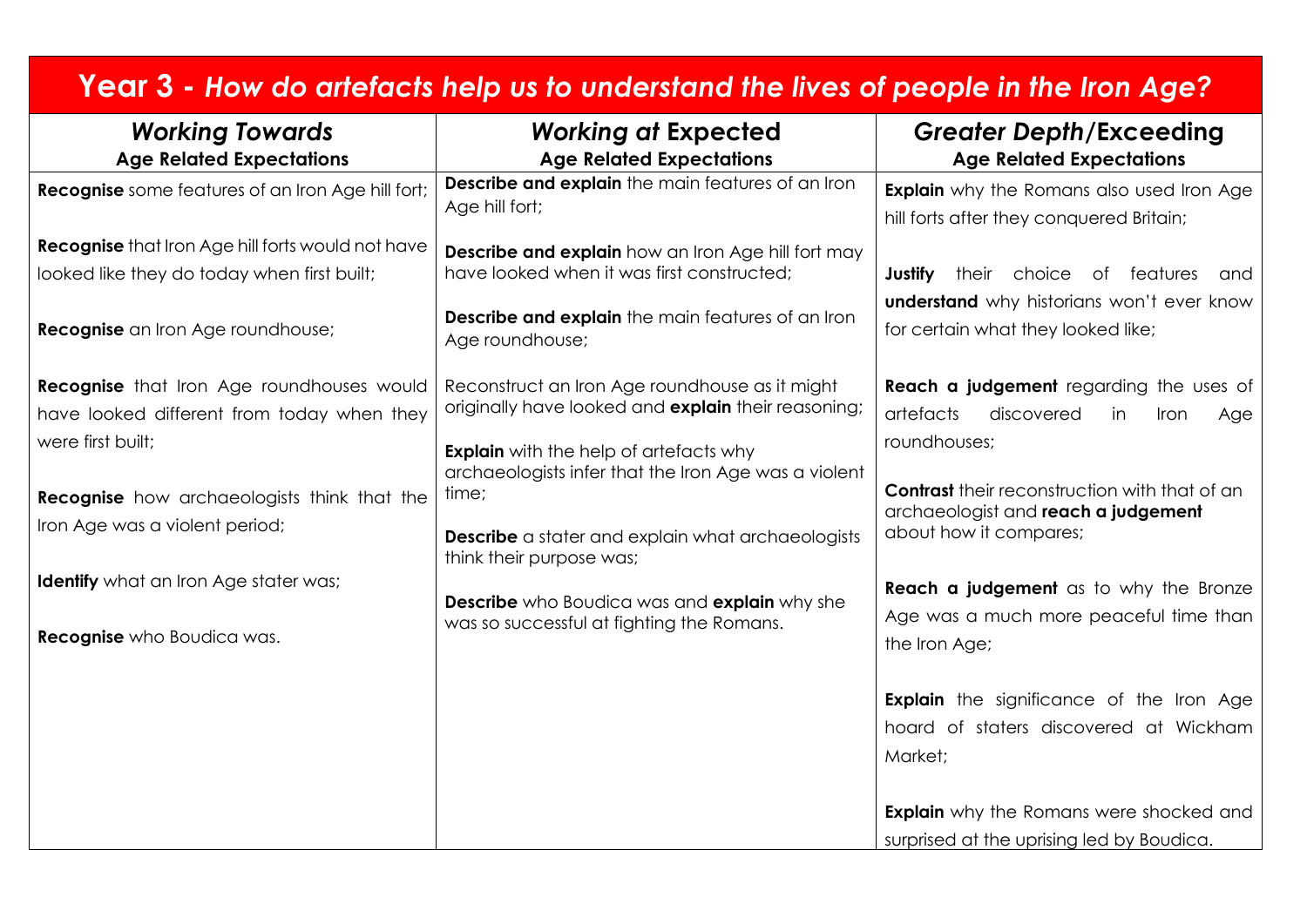# Year 3 - *How do artefacts help us to understand the lives of people in the Iron Age?*

| ***Working Towards*** **Age Related Expectations** | ***Working at* Expected** **Age Related Expectations** | ***Greater Depth*/Exceeding** **Age Related Expectations** |
|---|---|---|
| **Recognise** some features of an Iron Age hill fort;<br><br>**Recognise** that Iron Age hill forts would not have looked like they do today when first built;<br><br>**Recognise** an Iron Age roundhouse;<br><br>**Recognise** that Iron Age roundhouses would have looked different from today when they were first built;<br><br>**Recognise** how archaeologists think that the Iron Age was a violent period;<br><br>**Identify** what an Iron Age stater was;<br><br>**Recognise** who Boudica was. | **Describe and explain** the main features of an Iron Age hill fort;<br><br>**Describe and explain** how an Iron Age hill fort may have looked when it was first constructed;<br><br>**Describe and explain** the main features of an Iron Age roundhouse;<br><br>Reconstruct an Iron Age roundhouse as it might originally have looked and **explain** their reasoning;<br><br>**Explain** with the help of artefacts why archaeologists infer that the Iron Age was a violent time;<br><br>**Describe** a stater and explain what archaeologists think their purpose was;<br><br>**Describe** who Boudica was and **explain** why she was so successful at fighting the Romans. | **Explain** why the Romans also used Iron Age hill forts after they conquered Britain;<br><br>**Justify** their choice of features and **understand** why historians won't ever know for certain what they looked like;<br><br>**Reach a judgement** regarding the uses of artefacts discovered in Iron Age roundhouses;<br><br>**Contrast** their reconstruction with that of an archaeologist and **reach a judgement** about how it compares;<br><br>**Reach a judgement** as to why the Bronze Age was a much more peaceful time than the Iron Age;<br><br>**Explain** the significance of the Iron Age hoard of staters discovered at Wickham Market;<br><br>**Explain** why the Romans were shocked and surprised at the uprising led by Boudica. |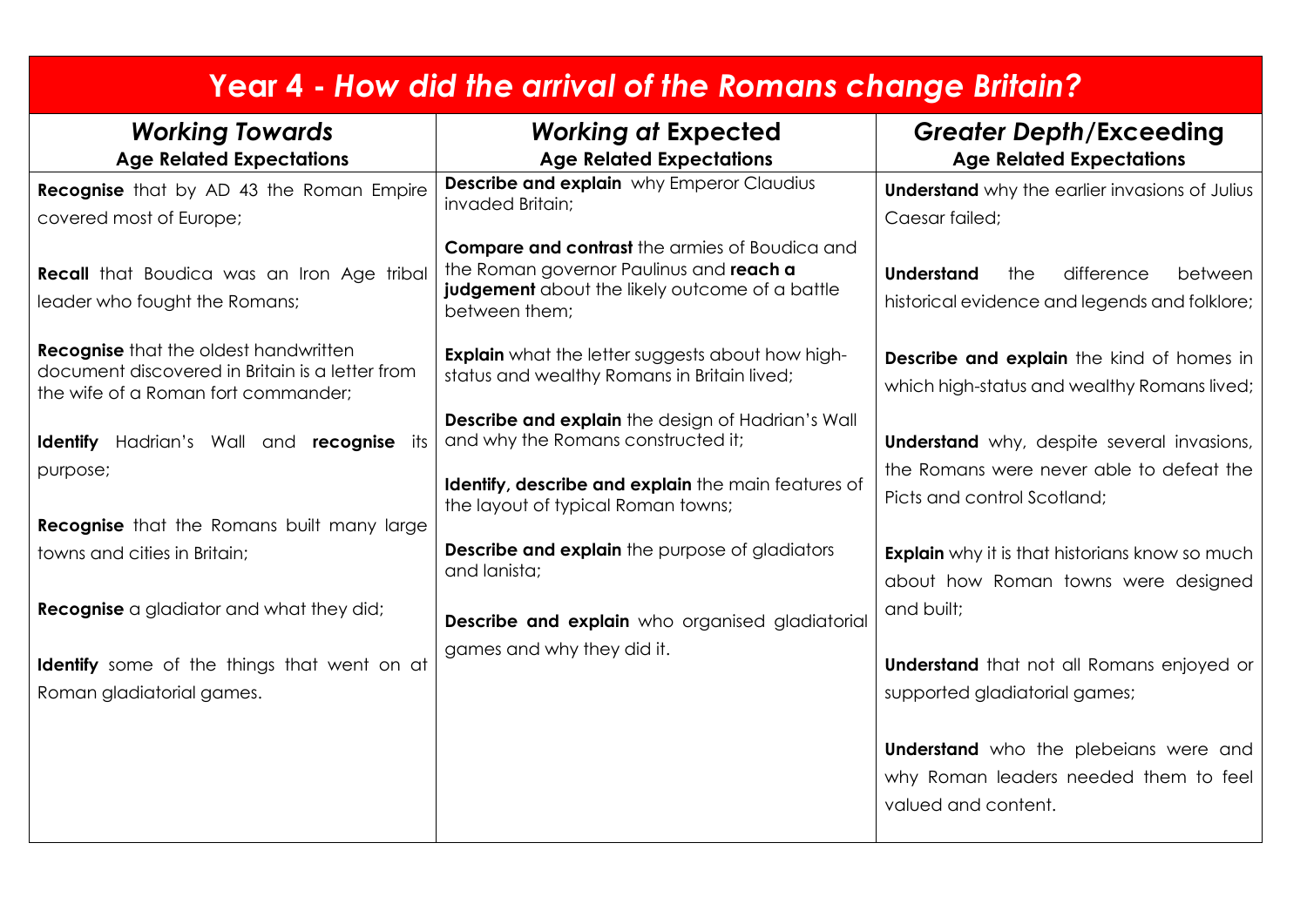# Year 4 - *How did the arrival of the Romans change Britain?*

| ***Working Towards*** **Age Related Expectations** | ***Working at* Expected** **Age Related Expectations** | ***Greater Depth*/Exceeding** **Age Related Expectations** |
|---|---|---|
| **Recognise** that by AD 43 the Roman Empire covered most of Europe;<br><br>**Recall** that Boudica was an Iron Age tribal leader who fought the Romans;<br><br>**Recognise** that the oldest handwritten document discovered in Britain is a letter from the wife of a Roman fort commander;<br><br>**Identify** Hadrian's Wall and **recognise** its purpose;<br><br>**Recognise** that the Romans built many large towns and cities in Britain;<br><br>**Recognise** a gladiator and what they did;<br><br>**Identify** some of the things that went on at Roman gladiatorial games. | **Describe and explain** why Emperor Claudius invaded Britain;<br><br>**Compare and contrast** the armies of Boudica and the Roman governor Paulinus and **reach a judgement** about the likely outcome of a battle between them;<br><br>**Explain** what the letter suggests about how high-status and wealthy Romans in Britain lived;<br><br>**Describe and explain** the design of Hadrian's Wall and why the Romans constructed it;<br><br>**Identify, describe and explain** the main features of the layout of typical Roman towns;<br><br>**Describe and explain** the purpose of gladiators and lanista;<br><br>**Describe and explain** who organised gladiatorial games and why they did it. | **Understand** why the earlier invasions of Julius Caesar failed;<br><br>**Understand** the difference between historical evidence and legends and folklore;<br><br>**Describe and explain** the kind of homes in which high-status and wealthy Romans lived;<br><br>**Understand** why, despite several invasions, the Romans were never able to defeat the Picts and control Scotland;<br><br>**Explain** why it is that historians know so much about how Roman towns were designed and built;<br><br>**Understand** that not all Romans enjoyed or supported gladiatorial games;<br><br>**Understand** who the plebeians were and why Roman leaders needed them to feel valued and content. |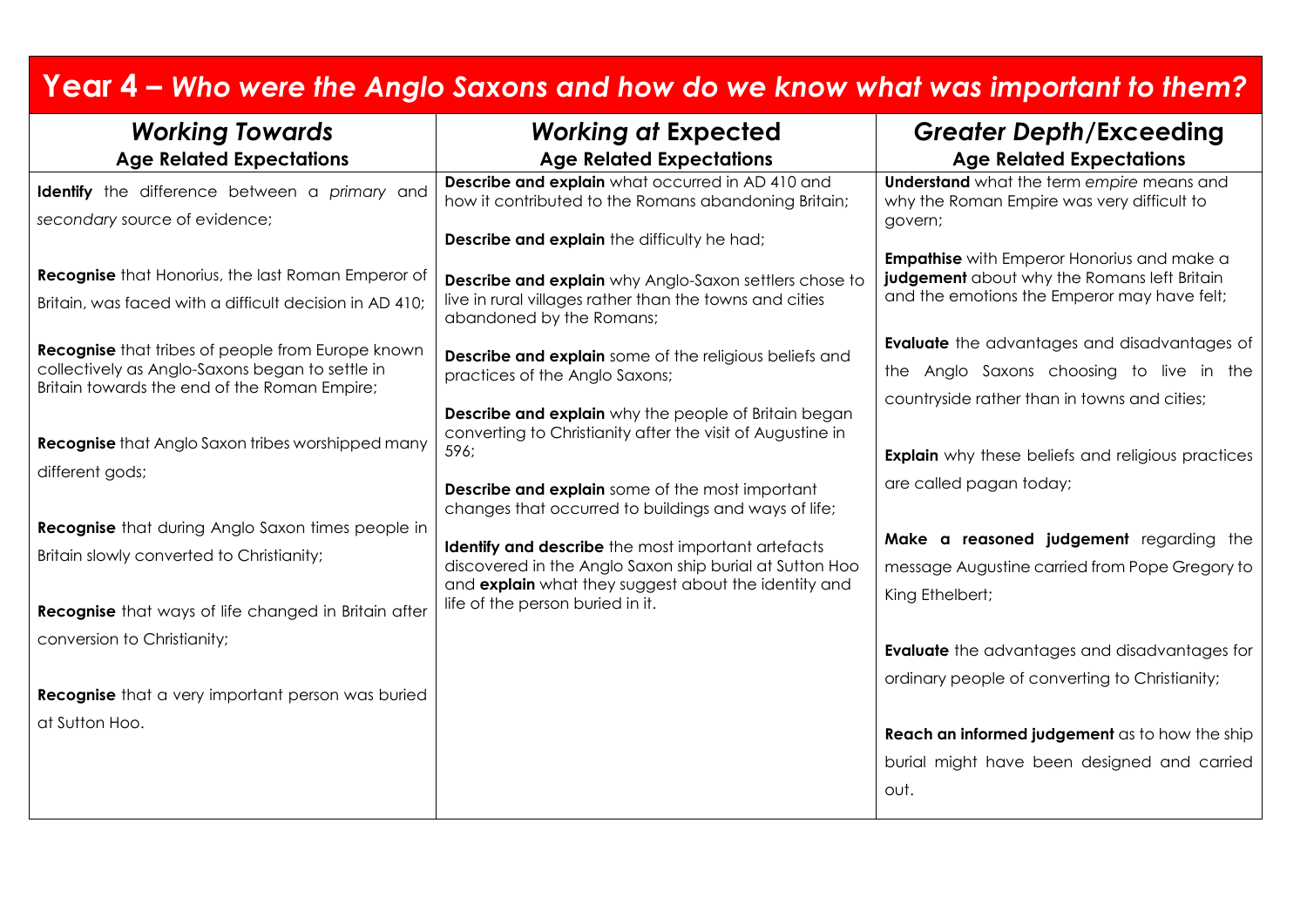# Year 4 – *Who were the Anglo Saxons and how do we know what was important to them?*

| ***Working Towards*** **Age Related Expectations** | ***Working at* Expected** **Age Related Expectations** | ***Greater Depth*/Exceeding** **Age Related Expectations** |
|---|---|---|
| **Identify** the difference between a *primary* and *secondary* source of evidence;<br><br>**Recognise** that Honorius, the last Roman Emperor of Britain, was faced with a difficult decision in AD 410;<br><br>**Recognise** that tribes of people from Europe known collectively as Anglo-Saxons began to settle in Britain towards the end of the Roman Empire;<br><br>**Recognise** that Anglo Saxon tribes worshipped many different gods;<br><br>**Recognise** that during Anglo Saxon times people in Britain slowly converted to Christianity;<br><br>**Recognise** that ways of life changed in Britain after conversion to Christianity;<br><br>**Recognise** that a very important person was buried at Sutton Hoo. | **Describe and explain** what occurred in AD 410 and how it contributed to the Romans abandoning Britain;<br><br>**Describe and explain** the difficulty he had;<br><br>**Describe and explain** why Anglo-Saxon settlers chose to live in rural villages rather than the towns and cities abandoned by the Romans;<br><br>**Describe and explain** some of the religious beliefs and practices of the Anglo Saxons;<br><br>**Describe and explain** why the people of Britain began converting to Christianity after the visit of Augustine in 596;<br><br>**Describe and explain** some of the most important changes that occurred to buildings and ways of life;<br><br>**Identify and describe** the most important artefacts discovered in the Anglo Saxon ship burial at Sutton Hoo and **explain** what they suggest about the identity and life of the person buried in it. | **Understand** what the term *empire* means and why the Roman Empire was very difficult to govern;<br><br>**Empathise** with Emperor Honorius and make a **judgement** about why the Romans left Britain and the emotions the Emperor may have felt;<br><br>**Evaluate** the advantages and disadvantages of the Anglo Saxons choosing to live in the countryside rather than in towns and cities;<br><br>**Explain** why these beliefs and religious practices are called pagan today;<br><br>**Make a reasoned judgement** regarding the message Augustine carried from Pope Gregory to King Ethelbert;<br><br>**Evaluate** the advantages and disadvantages for ordinary people of converting to Christianity;<br><br>**Reach an informed judgement** as to how the ship burial might have been designed and carried out. |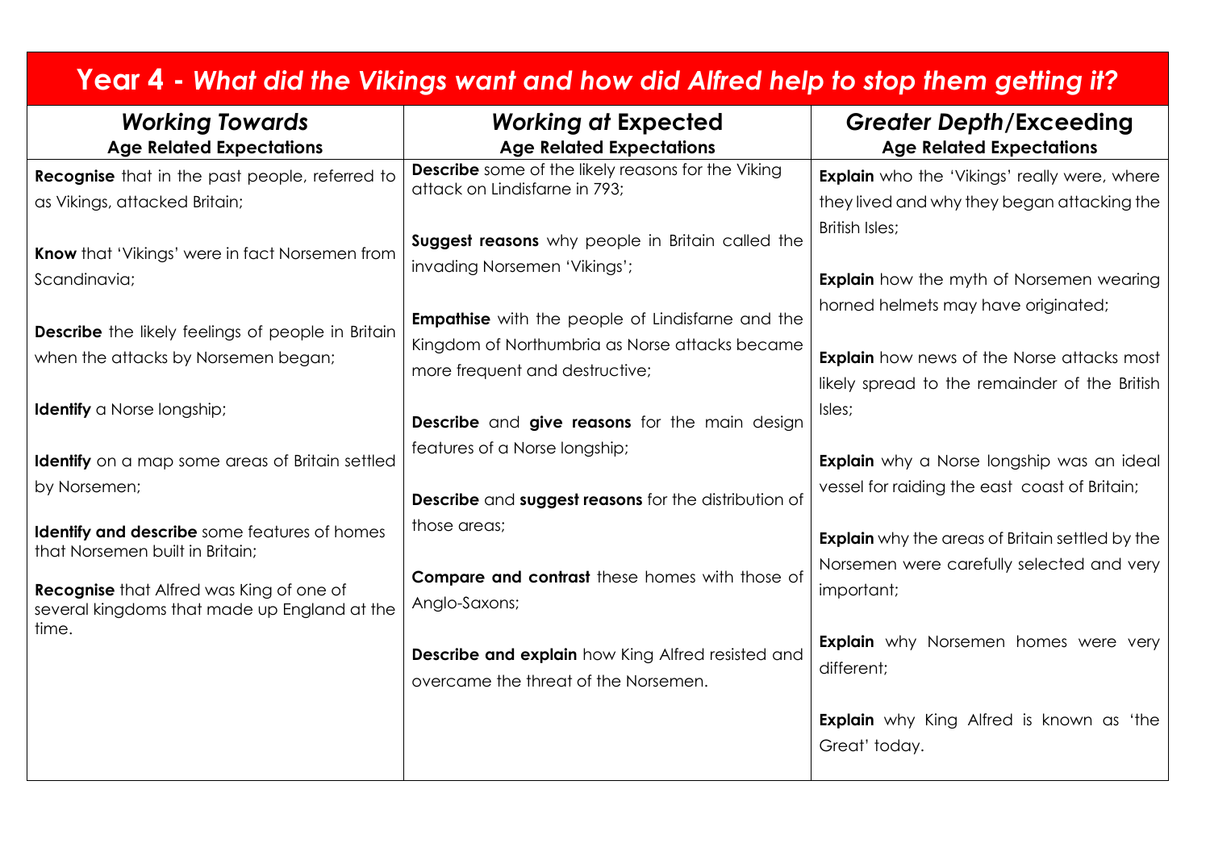# Year 4 - *What did the Vikings want and how did Alfred help to stop them getting it?*

| ***Working Towards*** **Age Related Expectations** | ***Working at* Expected** **Age Related Expectations** | ***Greater Depth*/Exceeding** **Age Related Expectations** |
|---|---|---|
| **Recognise** that in the past people, referred to as Vikings, attacked Britain;<br><br>**Know** that 'Vikings' were in fact Norsemen from Scandinavia;<br><br>**Describe** the likely feelings of people in Britain when the attacks by Norsemen began;<br><br>**Identify** a Norse longship;<br><br>**Identify** on a map some areas of Britain settled by Norsemen;<br><br>**Identify and describe** some features of homes that Norsemen built in Britain;<br><br>**Recognise** that Alfred was King of one of several kingdoms that made up England at the time. | **Describe** some of the likely reasons for the Viking attack on Lindisfarne in 793;<br><br>**Suggest reasons** why people in Britain called the invading Norsemen 'Vikings';<br><br>**Empathise** with the people of Lindisfarne and the Kingdom of Northumbria as Norse attacks became more frequent and destructive;<br><br>**Describe** and **give reasons** for the main design features of a Norse longship;<br><br>**Describe** and **suggest reasons** for the distribution of those areas;<br><br>**Compare and contrast** these homes with those of Anglo-Saxons;<br><br>**Describe and explain** how King Alfred resisted and overcame the threat of the Norsemen. | **Explain** who the 'Vikings' really were, where they lived and why they began attacking the British Isles;<br><br>**Explain** how the myth of Norsemen wearing horned helmets may have originated;<br><br>**Explain** how news of the Norse attacks most likely spread to the remainder of the British Isles;<br><br>**Explain** why a Norse longship was an ideal vessel for raiding the east coast of Britain;<br><br>**Explain** why the areas of Britain settled by the Norsemen were carefully selected and very important;<br><br>**Explain** why Norsemen homes were very different;<br><br>**Explain** why King Alfred is known as 'the Great' today. |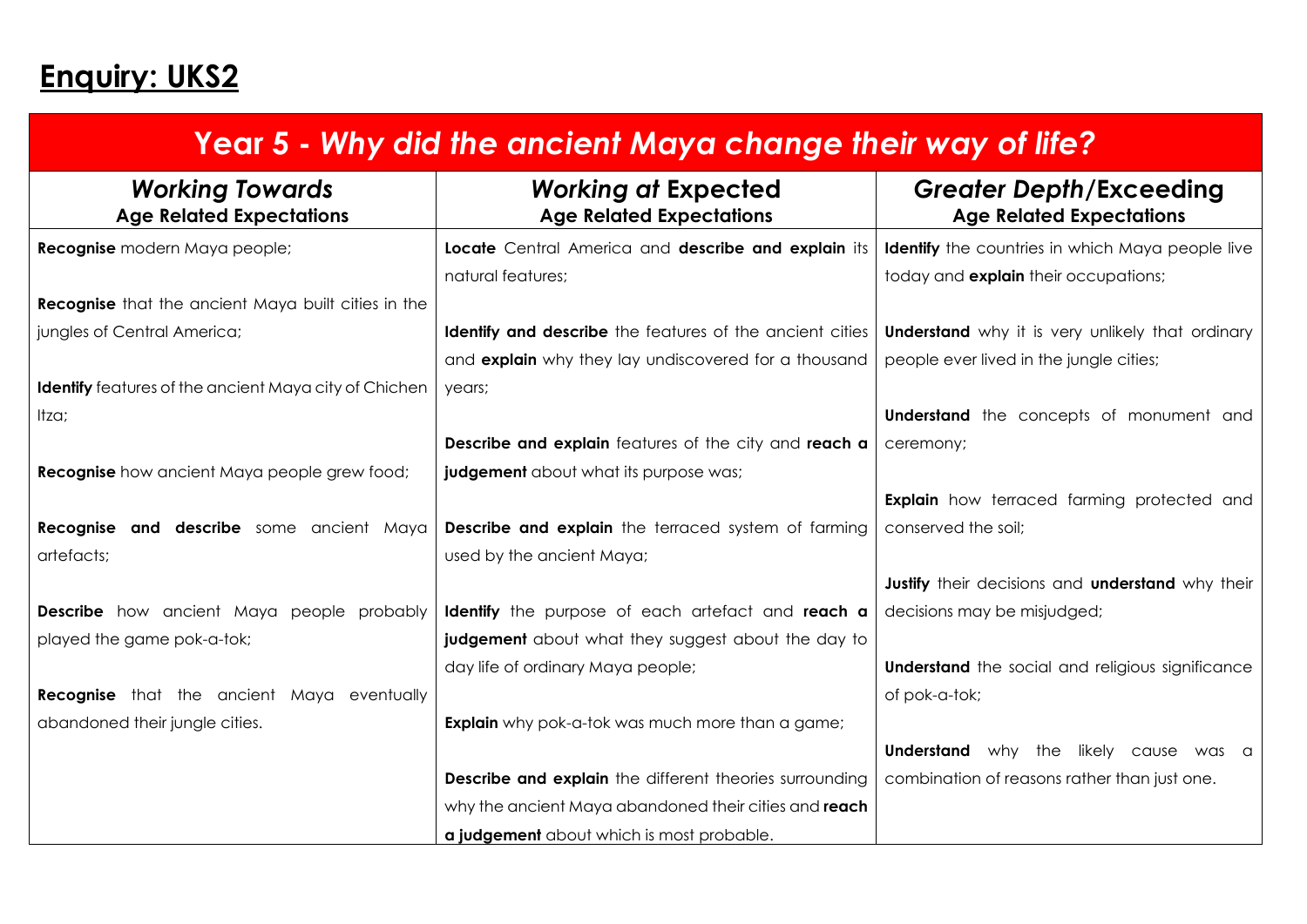## Enquiry: UKS2

| Year 5 - *Why did the ancient Maya change their way of life?* | | |
|---|---|---|
| ***Working Towards*** **Age Related Expectations** | ***Working at* Expected** **Age Related Expectations** | ***Greater Depth*/Exceeding** **Age Related Expectations** |
| **Recognise** modern Maya people;<br><br>**Recognise** that the ancient Maya built cities in the jungles of Central America;<br><br>**Identify** features of the ancient Maya city of Chichen Itza;<br><br>**Recognise** how ancient Maya people grew food;<br><br>**Recognise and describe** some ancient Maya artefacts;<br><br>**Describe** how ancient Maya people probably played the game pok-a-tok;<br><br>**Recognise** that the ancient Maya eventually abandoned their jungle cities. | **Locate** Central America and **describe and explain** its natural features;<br><br>**Identify and describe** the features of the ancient cities and **explain** why they lay undiscovered for a thousand years;<br><br>**Describe and explain** features of the city and **reach a judgement** about what its purpose was;<br><br>**Describe and explain** the terraced system of farming used by the ancient Maya;<br><br>**Identify** the purpose of each artefact and **reach a judgement** about what they suggest about the day to day life of ordinary Maya people;<br><br>**Explain** why pok-a-tok was much more than a game;<br><br>**Describe and explain** the different theories surrounding why the ancient Maya abandoned their cities and **reach a judgement** about which is most probable. | **Identify** the countries in which Maya people live today and **explain** their occupations;<br><br>**Understand** why it is very unlikely that ordinary people ever lived in the jungle cities;<br><br>**Understand** the concepts of monument and ceremony;<br><br>**Explain** how terraced farming protected and conserved the soil;<br><br>**Justify** their decisions and **understand** why their decisions may be misjudged;<br><br>**Understand** the social and religious significance of pok-a-tok;<br><br>**Understand** why the likely cause was a combination of reasons rather than just one. |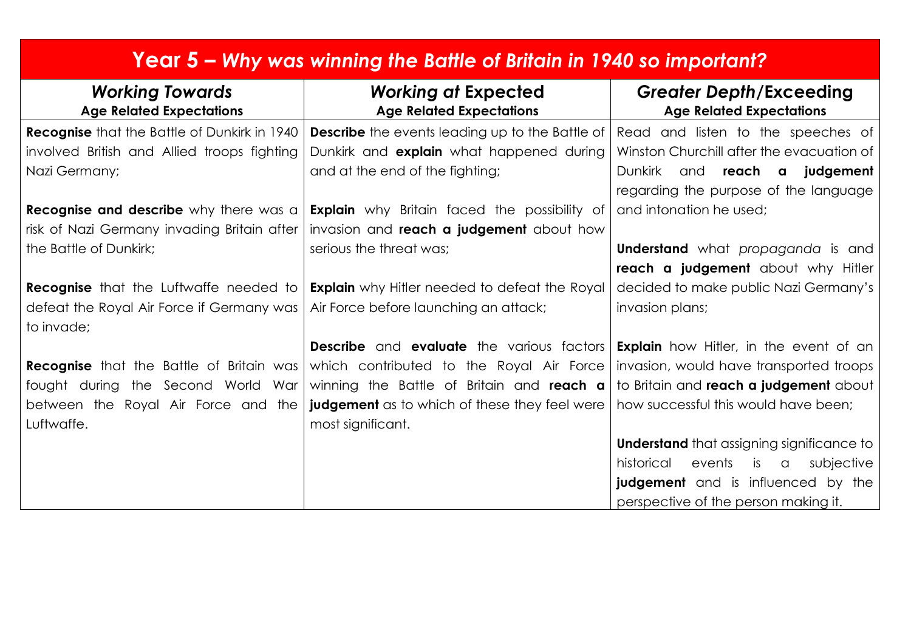# Year 5 – *Why was winning the Battle of Britain in 1940 so important?*

| ***Working Towards*** **Age Related Expectations** | ***Working at* Expected** **Age Related Expectations** | ***Greater Depth*/Exceeding** **Age Related Expectations** |
|---|---|---|
| **Recognise** that the Battle of Dunkirk in 1940 involved British and Allied troops fighting Nazi Germany;<br><br>**Recognise and describe** why there was a risk of Nazi Germany invading Britain after the Battle of Dunkirk;<br><br>**Recognise** that the Luftwaffe needed to defeat the Royal Air Force if Germany was to invade;<br><br>**Recognise** that the Battle of Britain was fought during the Second World War between the Royal Air Force and the Luftwaffe. | **Describe** the events leading up to the Battle of Dunkirk and **explain** what happened during and at the end of the fighting;<br><br>**Explain** why Britain faced the possibility of invasion and **reach a judgement** about how serious the threat was;<br><br>**Explain** why Hitler needed to defeat the Royal Air Force before launching an attack;<br><br>**Describe** and **evaluate** the various factors which contributed to the Royal Air Force winning the Battle of Britain and **reach a judgement** as to which of these they feel were most significant. | Read and listen to the speeches of Winston Churchill after the evacuation of Dunkirk and **reach a judgement** regarding the purpose of the language and intonation he used;<br><br>**Understand** what *propaganda* is and **reach a judgement** about why Hitler decided to make public Nazi Germany's invasion plans;<br><br>**Explain** how Hitler, in the event of an invasion, would have transported troops to Britain and **reach a judgement** about how successful this would have been;<br><br>**Understand** that assigning significance to historical events is a subjective **judgement** and is influenced by the perspective of the person making it. |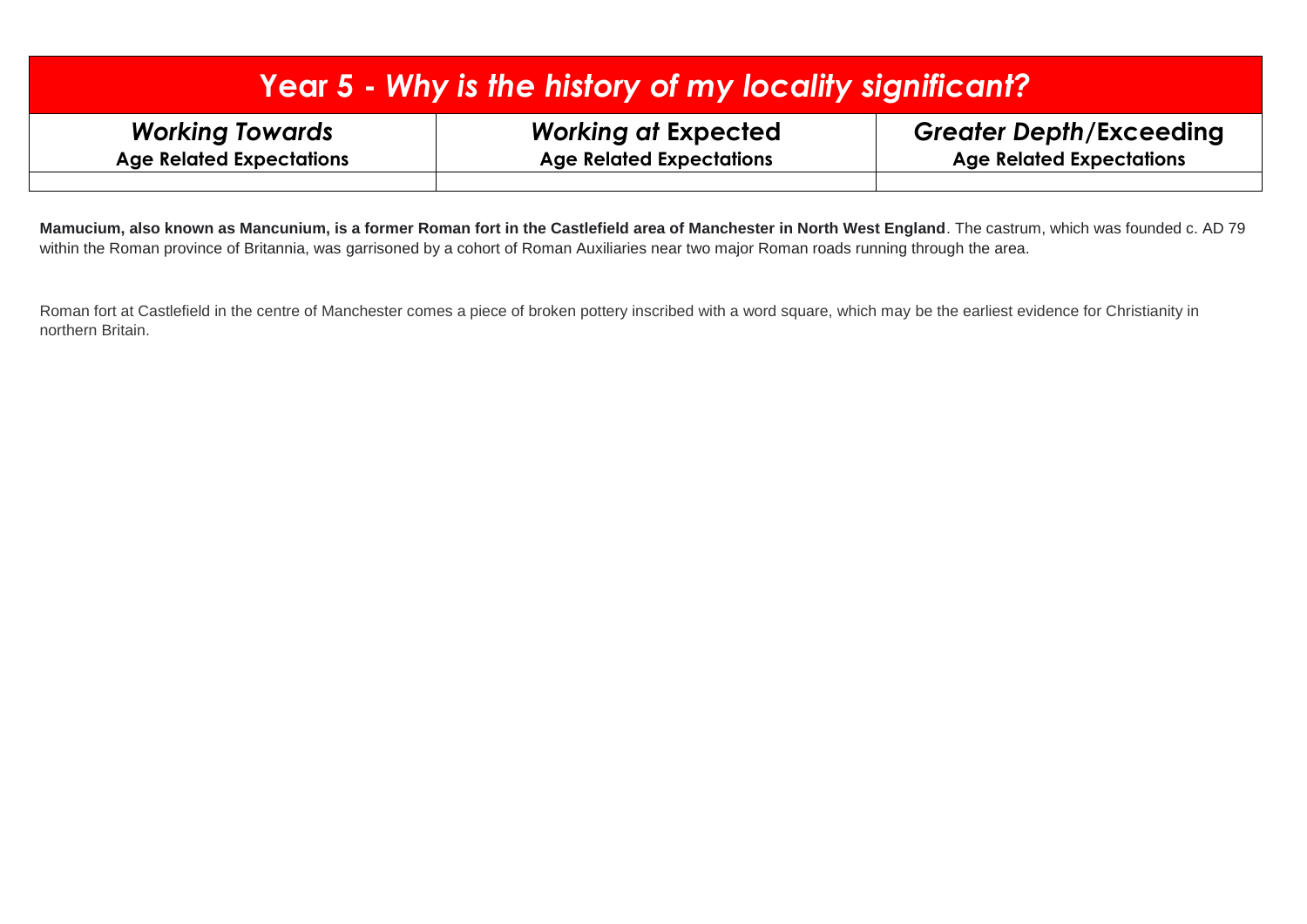| Year 5 - *Why is the history of my locality significant?* | | |
|---|---|---|
| ***Working Towards*** **Age Related Expectations** | ***Working at* Expected** **Age Related Expectations** | ***Greater Depth*/Exceeding** **Age Related Expectations** |
| | | |

**Mamucium, also known as Mancunium, is a former Roman fort in the Castlefield area of Manchester in North West England**. The castrum, which was founded c. AD 79 within the Roman province of Britannia, was garrisoned by a cohort of Roman Auxiliaries near two major Roman roads running through the area.

Roman fort at Castlefield in the centre of Manchester comes a piece of broken pottery inscribed with a word square, which may be the earliest evidence for Christianity in northern Britain.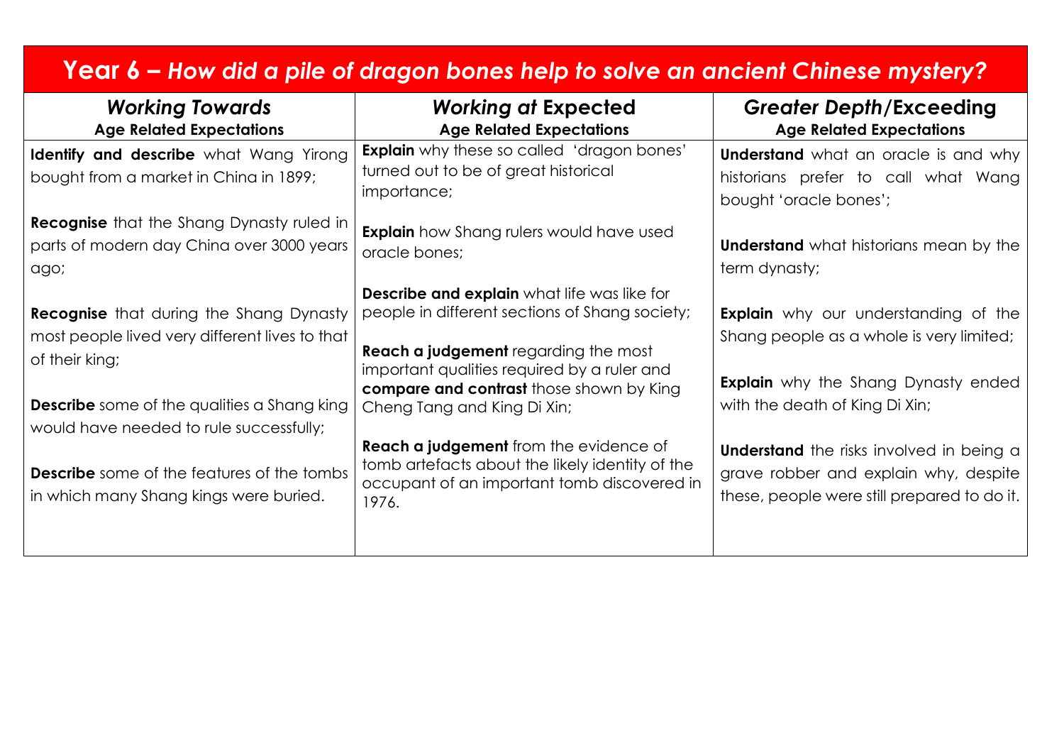# Year 6 – *How did a pile of dragon bones help to solve an ancient Chinese mystery?*

| ***Working Towards*** **Age Related Expectations** | ***Working at*** **Expected Age Related Expectations** | ***Greater Depth*****/Exceeding Age Related Expectations** |
|---|---|---|
| **Identify and describe** what Wang Yirong bought from a market in China in 1899;<br><br>**Recognise** that the Shang Dynasty ruled in parts of modern day China over 3000 years ago;<br><br>**Recognise** that during the Shang Dynasty most people lived very different lives to that of their king;<br><br>**Describe** some of the qualities a Shang king would have needed to rule successfully;<br><br>**Describe** some of the features of the tombs in which many Shang kings were buried. | **Explain** why these so called 'dragon bones' turned out to be of great historical importance;<br><br>**Explain** how Shang rulers would have used oracle bones;<br><br>**Describe and explain** what life was like for people in different sections of Shang society;<br><br>**Reach a judgement** regarding the most important qualities required by a ruler and **compare and contrast** those shown by King Cheng Tang and King Di Xin;<br><br>**Reach a judgement** from the evidence of tomb artefacts about the likely identity of the occupant of an important tomb discovered in 1976. | **Understand** what an oracle is and why historians prefer to call what Wang bought 'oracle bones';<br><br>**Understand** what historians mean by the term dynasty;<br><br>**Explain** why our understanding of the Shang people as a whole is very limited;<br><br>**Explain** why the Shang Dynasty ended with the death of King Di Xin;<br><br>**Understand** the risks involved in being a grave robber and explain why, despite these, people were still prepared to do it. |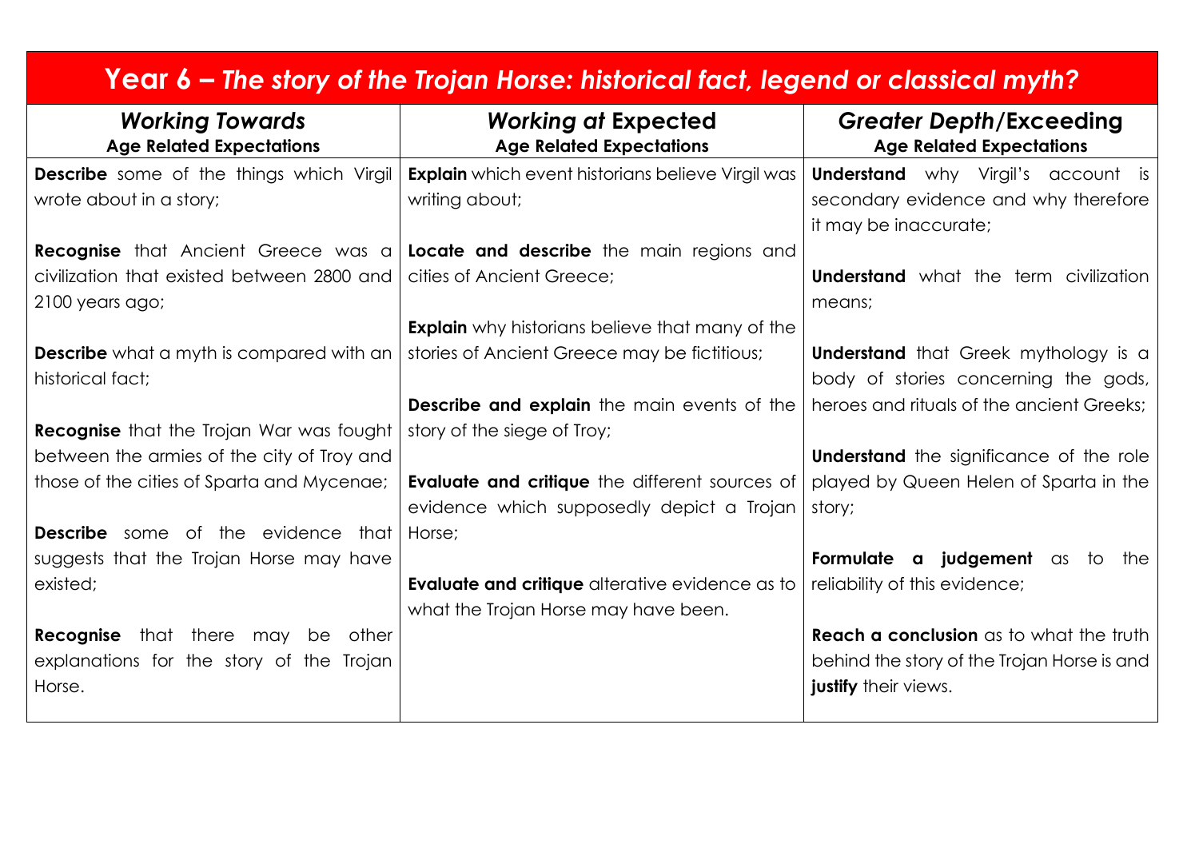# Year 6 – *The story of the Trojan Horse: historical fact, legend or classical myth?*

| ***Working Towards*** **Age Related Expectations** | ***Working at*** **Expected Age Related Expectations** | ***Greater Depth*/Exceeding Age Related Expectations** |
| --- | --- | --- |
| **Describe** some of the things which Virgil wrote about in a story;<br><br>**Recognise** that Ancient Greece was a civilization that existed between 2800 and 2100 years ago;<br><br>**Describe** what a myth is compared with an historical fact;<br><br>**Recognise** that the Trojan War was fought between the armies of the city of Troy and those of the cities of Sparta and Mycenae;<br><br>**Describe** some of the evidence that suggests that the Trojan Horse may have existed;<br><br>**Recognise** that there may be other explanations for the story of the Trojan Horse. | **Explain** which event historians believe Virgil was writing about;<br><br>**Locate and describe** the main regions and cities of Ancient Greece;<br><br>**Explain** why historians believe that many of the stories of Ancient Greece may be fictitious;<br><br>**Describe and explain** the main events of the story of the siege of Troy;<br><br>**Evaluate and critique** the different sources of evidence which supposedly depict a Trojan Horse;<br><br>**Evaluate and critique** alterative evidence as to what the Trojan Horse may have been. | **Understand** why Virgil's account is secondary evidence and why therefore it may be inaccurate;<br><br>**Understand** what the term civilization means;<br><br>**Understand** that Greek mythology is a body of stories concerning the gods, heroes and rituals of the ancient Greeks;<br><br>**Understand** the significance of the role played by Queen Helen of Sparta in the story;<br><br>**Formulate a judgement** as to the reliability of this evidence;<br><br>**Reach a conclusion** as to what the truth behind the story of the Trojan Horse is and **justify** their views. |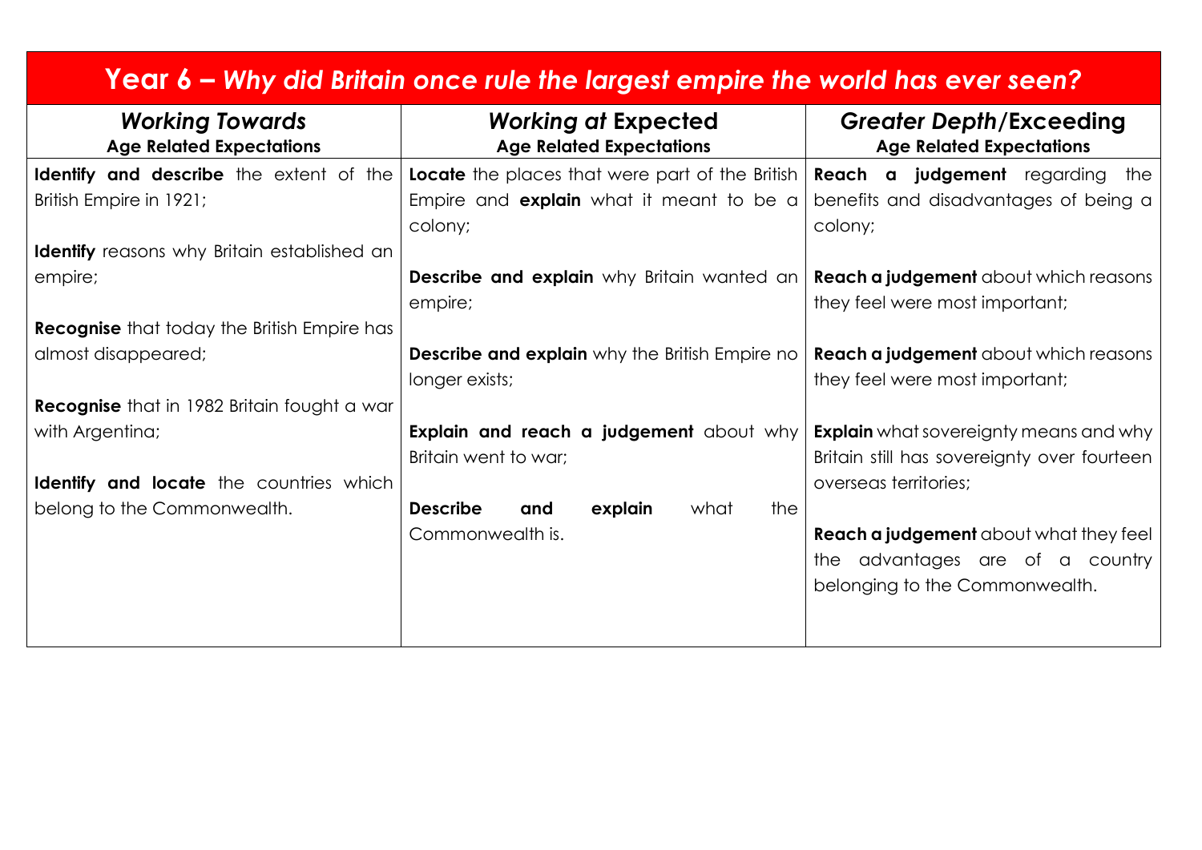| **Year 6 – *Why did Britain once rule the largest empire the world has ever seen?*** | | |
|---|---|---|
| ***Working Towards*** **Age Related Expectations** | ***Working at* Expected** **Age Related Expectations** | ***Greater Depth*/Exceeding** **Age Related Expectations** |
| **Identify and describe** the extent of the British Empire in 1921; | **Locate** the places that were part of the British Empire and **explain** what it meant to be a colony; | **Reach a judgement** regarding the benefits and disadvantages of being a colony; |
| **Identify** reasons why Britain established an empire; | **Describe and explain** why Britain wanted an empire; | **Reach a judgement** about which reasons they feel were most important; |
| **Recognise** that today the British Empire has almost disappeared; | **Describe and explain** why the British Empire no longer exists; | **Reach a judgement** about which reasons they feel were most important; |
| **Recognise** that in 1982 Britain fought a war with Argentina; | **Explain and reach a judgement** about why Britain went to war; | **Explain** what sovereignty means and why Britain still has sovereignty over fourteen overseas territories; |
| **Identify and locate** the countries which belong to the Commonwealth. | **Describe and explain** what the Commonwealth is. | **Reach a judgement** about what they feel the advantages are of a country belonging to the Commonwealth. |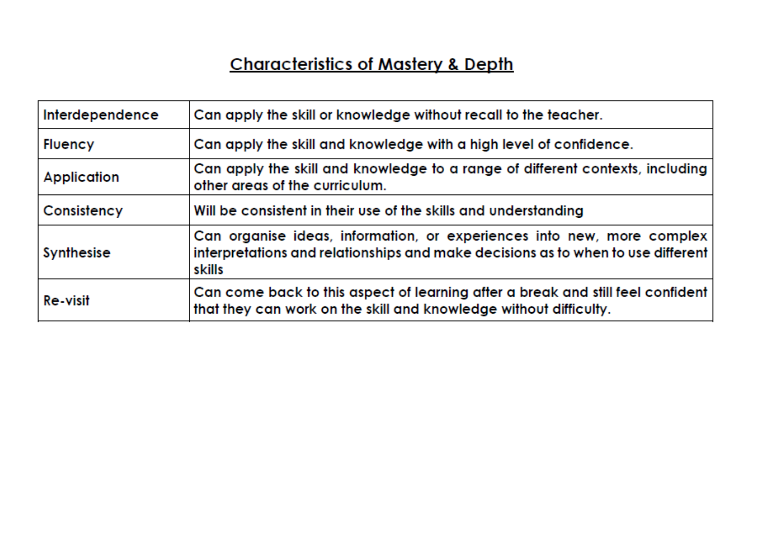# Characteristics of Mastery & Depth

| | |
|---|---|
| Interdependence | Can apply the skill or knowledge without recall to the teacher. |
| Fluency | Can apply the skill and knowledge with a high level of confidence. |
| Application | Can apply the skill and knowledge to a range of different contexts, including other areas of the curriculum. |
| Consistency | Will be consistent in their use of the skills and understanding |
| Synthesise | Can organise ideas, information, or experiences into new, more complex interpretations and relationships and make decisions as to when to use different skills |
| Re-visit | Can come back to this aspect of learning after a break and still feel confident that they can work on the skill and knowledge without difficulty. |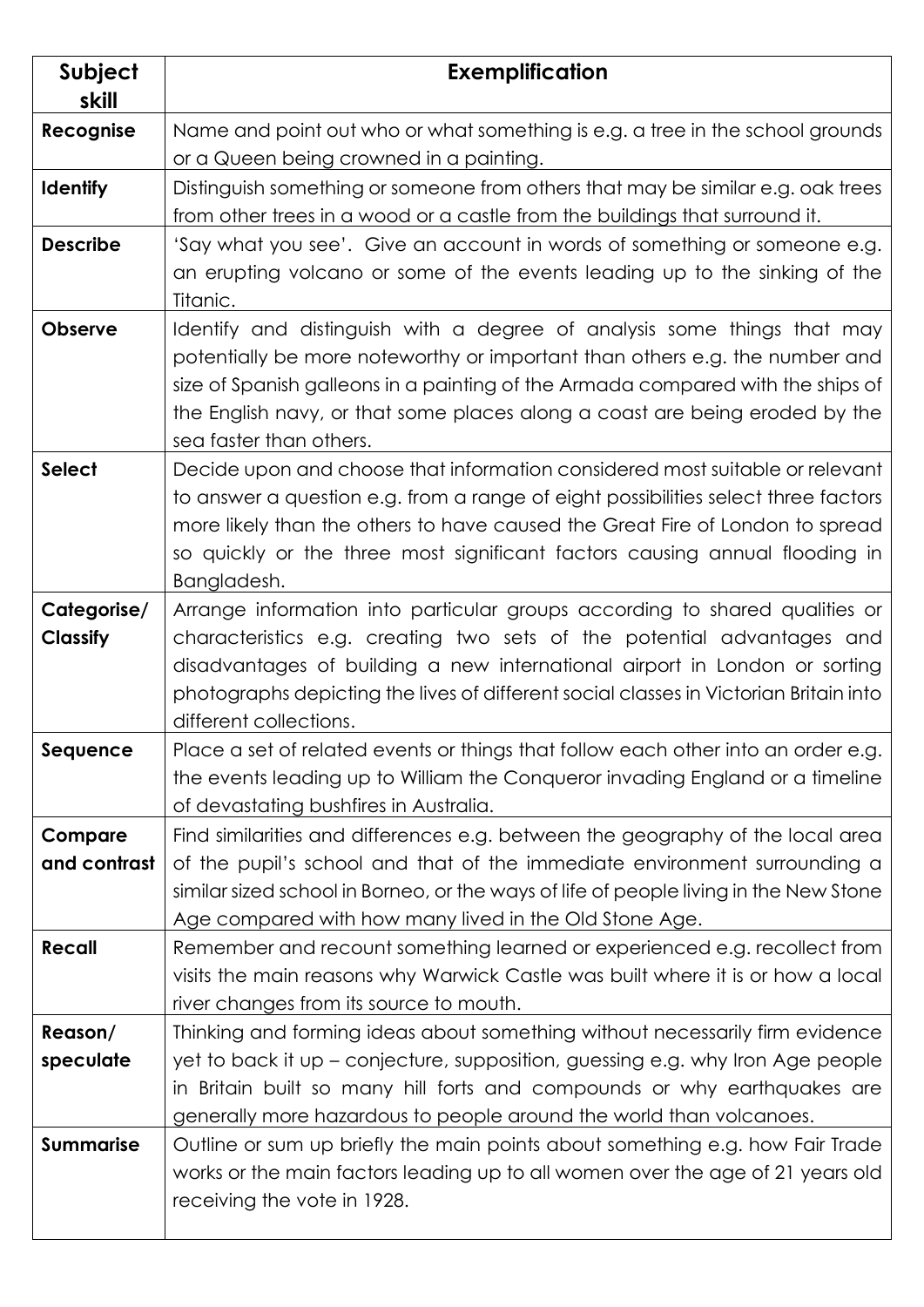| Subject skill | Exemplification |
| --- | --- |
| **Recognise** | Name and point out who or what something is e.g. a tree in the school grounds or a Queen being crowned in a painting. |
| **Identify** | Distinguish something or someone from others that may be similar e.g. oak trees from other trees in a wood or a castle from the buildings that surround it. |
| **Describe** | 'Say what you see'. Give an account in words of something or someone e.g. an erupting volcano or some of the events leading up to the sinking of the Titanic. |
| **Observe** | Identify and distinguish with a degree of analysis some things that may potentially be more noteworthy or important than others e.g. the number and size of Spanish galleons in a painting of the Armada compared with the ships of the English navy, or that some places along a coast are being eroded by the sea faster than others. |
| **Select** | Decide upon and choose that information considered most suitable or relevant to answer a question e.g. from a range of eight possibilities select three factors more likely than the others to have caused the Great Fire of London to spread so quickly or the three most significant factors causing annual flooding in Bangladesh. |
| **Categorise/ Classify** | Arrange information into particular groups according to shared qualities or characteristics e.g. creating two sets of the potential advantages and disadvantages of building a new international airport in London or sorting photographs depicting the lives of different social classes in Victorian Britain into different collections. |
| **Sequence** | Place a set of related events or things that follow each other into an order e.g. the events leading up to William the Conqueror invading England or a timeline of devastating bushfires in Australia. |
| **Compare and contrast** | Find similarities and differences e.g. between the geography of the local area of the pupil's school and that of the immediate environment surrounding a similar sized school in Borneo, or the ways of life of people living in the New Stone Age compared with how many lived in the Old Stone Age. |
| **Recall** | Remember and recount something learned or experienced e.g. recollect from visits the main reasons why Warwick Castle was built where it is or how a local river changes from its source to mouth. |
| **Reason/ speculate** | Thinking and forming ideas about something without necessarily firm evidence yet to back it up – conjecture, supposition, guessing e.g. why Iron Age people in Britain built so many hill forts and compounds or why earthquakes are generally more hazardous to people around the world than volcanoes. |
| **Summarise** | Outline or sum up briefly the main points about something e.g. how Fair Trade works or the main factors leading up to all women over the age of 21 years old receiving the vote in 1928. |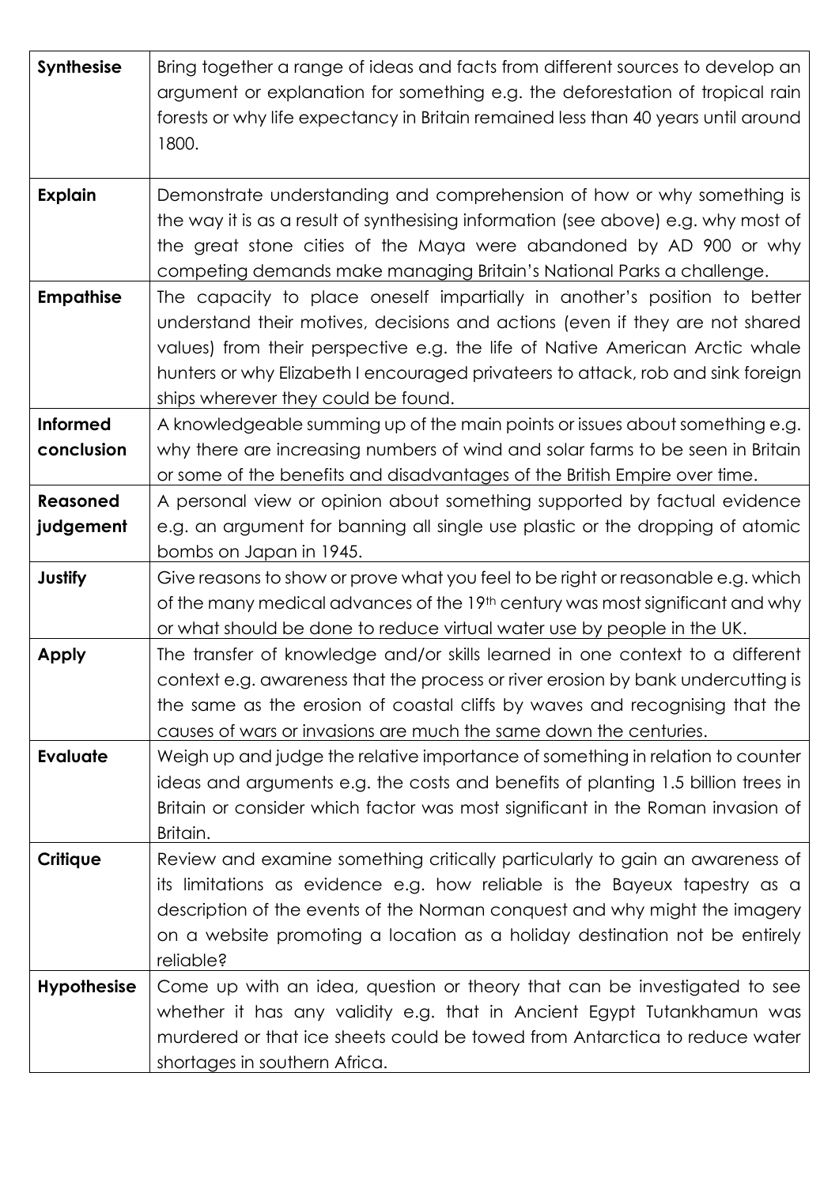| | |
|---|---|
| **Synthesise** | Bring together a range of ideas and facts from different sources to develop an argument or explanation for something e.g. the deforestation of tropical rain forests or why life expectancy in Britain remained less than 40 years until around 1800. |
| **Explain** | Demonstrate understanding and comprehension of how or why something is the way it is as a result of synthesising information (see above) e.g. why most of the great stone cities of the Maya were abandoned by AD 900 or why competing demands make managing Britain's National Parks a challenge. |
| **Empathise** | The capacity to place oneself impartially in another's position to better understand their motives, decisions and actions (even if they are not shared values) from their perspective e.g. the life of Native American Arctic whale hunters or why Elizabeth I encouraged privateers to attack, rob and sink foreign ships wherever they could be found. |
| **Informed conclusion** | A knowledgeable summing up of the main points or issues about something e.g. why there are increasing numbers of wind and solar farms to be seen in Britain or some of the benefits and disadvantages of the British Empire over time. |
| **Reasoned judgement** | A personal view or opinion about something supported by factual evidence e.g. an argument for banning all single use plastic or the dropping of atomic bombs on Japan in 1945. |
| **Justify** | Give reasons to show or prove what you feel to be right or reasonable e.g. which of the many medical advances of the 19th century was most significant and why or what should be done to reduce virtual water use by people in the UK. |
| **Apply** | The transfer of knowledge and/or skills learned in one context to a different context e.g. awareness that the process or river erosion by bank undercutting is the same as the erosion of coastal cliffs by waves and recognising that the causes of wars or invasions are much the same down the centuries. |
| **Evaluate** | Weigh up and judge the relative importance of something in relation to counter ideas and arguments e.g. the costs and benefits of planting 1.5 billion trees in Britain or consider which factor was most significant in the Roman invasion of Britain. |
| **Critique** | Review and examine something critically particularly to gain an awareness of its limitations as evidence e.g. how reliable is the Bayeux tapestry as a description of the events of the Norman conquest and why might the imagery on a website promoting a location as a holiday destination not be entirely reliable? |
| **Hypothesise** | Come up with an idea, question or theory that can be investigated to see whether it has any validity e.g. that in Ancient Egypt Tutankhamun was murdered or that ice sheets could be towed from Antarctica to reduce water shortages in southern Africa. |